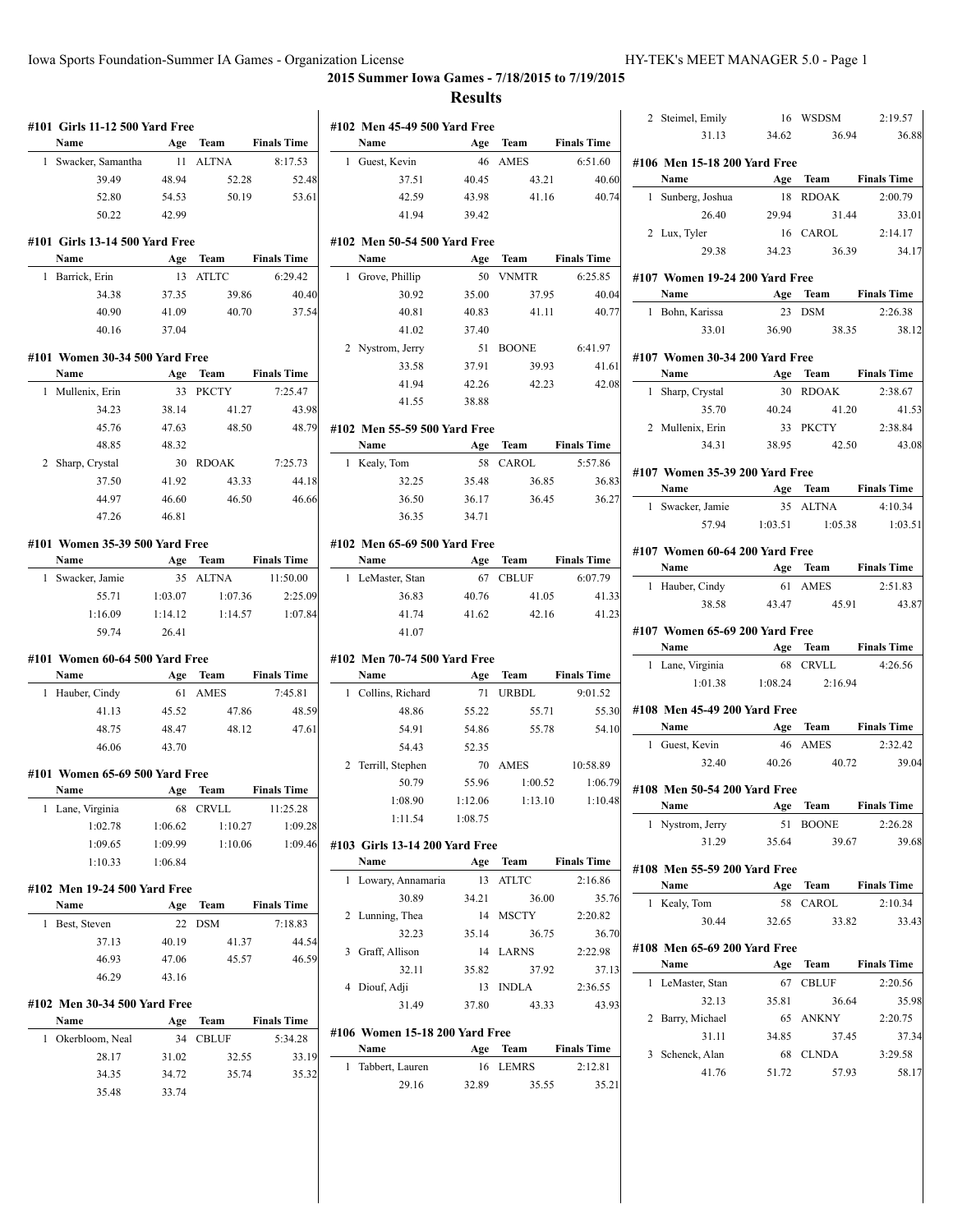# 2015 Summer Iowa Games - 7/18/2015 to 7/19/2015

## Results

### #101 Girls 11-12 500 Yard Free

| | Name | Age | Team | Finals Time |
|---|---|---|---|---|
| 1 | Swacker, Samantha | 11 | ALTNA | 8:17.53 |
| | 39.49 | 48.94 | 52.28 | 52.48 |
| | 52.80 | 54.53 | 50.19 | 53.61 |
| | 50.22 | 42.99 | | |

### #101 Girls 13-14 500 Yard Free

| | Name | Age | Team | Finals Time |
|---|---|---|---|---|
| 1 | Barrick, Erin | 13 | ATLTC | 6:29.42 |
| | 34.38 | 37.35 | 39.86 | 40.40 |
| | 40.90 | 41.09 | 40.70 | 37.54 |
| | 40.16 | 37.04 | | |

### #101 Women 30-34 500 Yard Free

| | Name | Age | Team | Finals Time |
|---|---|---|---|---|
| 1 | Mullenix, Erin | 33 | PKCTY | 7:25.47 |
| | 34.23 | 38.14 | 41.27 | 43.98 |
| | 45.76 | 47.63 | 48.50 | 48.79 |
| | 48.85 | 48.32 | | |
| 2 | Sharp, Crystal | 30 | RDOAK | 7:25.73 |
| | 37.50 | 41.92 | 43.33 | 44.18 |
| | 44.97 | 46.60 | 46.50 | 46.66 |
| | 47.26 | 46.81 | | |

### #101 Women 35-39 500 Yard Free

| | Name | Age | Team | Finals Time |
|---|---|---|---|---|
| 1 | Swacker, Jamie | 35 | ALTNA | 11:50.00 |
| | 55.71 | 1:03.07 | 1:07.36 | 2:25.09 |
| | 1:16.09 | 1:14.12 | 1:14.57 | 1:07.84 |
| | 59.74 | 26.41 | | |

### #101 Women 60-64 500 Yard Free

| | Name | Age | Team | Finals Time |
|---|---|---|---|---|
| 1 | Hauber, Cindy | 61 | AMES | 7:45.81 |
| | 41.13 | 45.52 | 47.86 | 48.59 |
| | 48.75 | 48.47 | 48.12 | 47.61 |
| | 46.06 | 43.70 | | |

### #101 Women 65-69 500 Yard Free

| | Name | Age | Team | Finals Time |
|---|---|---|---|---|
| 1 | Lane, Virginia | 68 | CRVLL | 11:25.28 |
| | 1:02.78 | 1:06.62 | 1:10.27 | 1:09.28 |
| | 1:09.65 | 1:09.99 | 1:10.06 | 1:09.46 |
| | 1:10.33 | 1:06.84 | | |

### #102 Men 19-24 500 Yard Free

| | Name | Age | Team | Finals Time |
|---|---|---|---|---|
| 1 | Best, Steven | 22 | DSM | 7:18.83 |
| | 37.13 | 40.19 | 41.37 | 44.54 |
| | 46.93 | 47.06 | 45.57 | 46.59 |
| | 46.29 | 43.16 | | |

### #102 Men 30-34 500 Yard Free

| | Name | Age | Team | Finals Time |
|---|---|---|---|---|
| 1 | Okerbloom, Neal | 34 | CBLUF | 5:34.28 |
| | 28.17 | 31.02 | 32.55 | 33.19 |
| | 34.35 | 34.72 | 35.74 | 35.32 |
| | 35.48 | 33.74 | | |

### #102 Men 45-49 500 Yard Free

| | Name | Age | Team | Finals Time |
|---|---|---|---|---|
| 1 | Guest, Kevin | 46 | AMES | 6:51.60 |
| | 37.51 | 40.45 | 43.21 | 40.60 |
| | 42.59 | 43.98 | 41.16 | 40.74 |
| | 41.94 | 39.42 | | |

### #102 Men 50-54 500 Yard Free

| | Name | Age | Team | Finals Time |
|---|---|---|---|---|
| 1 | Grove, Phillip | 50 | VNMTR | 6:25.85 |
| | 30.92 | 35.00 | 37.95 | 40.04 |
| | 40.81 | 40.83 | 41.11 | 40.77 |
| | 41.02 | 37.40 | | |
| 2 | Nystrom, Jerry | 51 | BOONE | 6:41.97 |
| | 33.58 | 37.91 | 39.93 | 41.61 |
| | 41.94 | 42.26 | 42.23 | 42.08 |
| | 41.55 | 38.88 | | |

### #102 Men 55-59 500 Yard Free

| | Name | Age | Team | Finals Time |
|---|---|---|---|---|
| 1 | Kealy, Tom | 58 | CAROL | 5:57.86 |
| | 32.25 | 35.48 | 36.85 | 36.83 |
| | 36.50 | 36.17 | 36.45 | 36.27 |
| | 36.35 | 34.71 | | |

### #102 Men 65-69 500 Yard Free

| | Name | Age | Team | Finals Time |
|---|---|---|---|---|
| 1 | LeMaster, Stan | 67 | CBLUF | 6:07.79 |
| | 36.83 | 40.76 | 41.05 | 41.33 |
| | 41.74 | 41.62 | 42.16 | 41.23 |
| | 41.07 | | | |

### #102 Men 70-74 500 Yard Free

| | Name | Age | Team | Finals Time |
|---|---|---|---|---|
| 1 | Collins, Richard | 71 | URBDL | 9:01.52 |
| | 48.86 | 55.22 | 55.71 | 55.30 |
| | 54.91 | 54.86 | 55.78 | 54.10 |
| | 54.43 | 52.35 | | |
| 2 | Terrill, Stephen | 70 | AMES | 10:58.89 |
| | 50.79 | 55.96 | 1:00.52 | 1:06.79 |
| | 1:08.90 | 1:12.06 | 1:13.10 | 1:10.48 |
| | 1:11.54 | 1:08.75 | | |

### #103 Girls 13-14 200 Yard Free

| | Name | Age | Team | Finals Time |
|---|---|---|---|---|
| 1 | Lowary, Annamaria | 13 | ATLTC | 2:16.86 |
| | 30.89 | 34.21 | 36.00 | 35.76 |
| 2 | Lunning, Thea | 14 | MSCTY | 2:20.82 |
| | 32.23 | 35.14 | 36.75 | 36.70 |
| 3 | Graff, Allison | 14 | LARNS | 2:22.98 |
| | 32.11 | 35.82 | 37.92 | 37.13 |
| 4 | Diouf, Adji | 13 | INDLA | 2:36.55 |
| | 31.49 | 37.80 | 43.33 | 43.93 |

### #106 Women 15-18 200 Yard Free

| | Name | Age | Team | Finals Time |
|---|---|---|---|---|
| 1 | Tabbert, Lauren | 16 | LEMRS | 2:12.81 |
| | 29.16 | 32.89 | 35.55 | 35.21 |
| 2 | Steimel, Emily | 16 | WSDSM | 2:19.57 |
| | 31.13 | 34.62 | 36.94 | 36.88 |

### #106 Men 15-18 200 Yard Free

| | Name | Age | Team | Finals Time |
|---|---|---|---|---|
| 1 | Sunberg, Joshua | 18 | RDOAK | 2:00.79 |
| | 26.40 | 29.94 | 31.44 | 33.01 |
| 2 | Lux, Tyler | 16 | CAROL | 2:14.17 |
| | 29.38 | 34.23 | 36.39 | 34.17 |

### #107 Women 19-24 200 Yard Free

| | Name | Age | Team | Finals Time |
|---|---|---|---|---|
| 1 | Bohn, Karissa | 23 | DSM | 2:26.38 |
| | 33.01 | 36.90 | 38.35 | 38.12 |

### #107 Women 30-34 200 Yard Free

| | Name | Age | Team | Finals Time |
|---|---|---|---|---|
| 1 | Sharp, Crystal | 30 | RDOAK | 2:38.67 |
| | 35.70 | 40.24 | 41.20 | 41.53 |
| 2 | Mullenix, Erin | 33 | PKCTY | 2:38.84 |
| | 34.31 | 38.95 | 42.50 | 43.08 |

### #107 Women 35-39 200 Yard Free

| | Name | Age | Team | Finals Time |
|---|---|---|---|---|
| 1 | Swacker, Jamie | 35 | ALTNA | 4:10.34 |
| | 57.94 | 1:03.51 | 1:05.38 | 1:03.51 |

### #107 Women 60-64 200 Yard Free

| | Name | Age | Team | Finals Time |
|---|---|---|---|---|
| 1 | Hauber, Cindy | 61 | AMES | 2:51.83 |
| | 38.58 | 43.47 | 45.91 | 43.87 |

### #107 Women 65-69 200 Yard Free

| | Name | Age | Team | Finals Time |
|---|---|---|---|---|
| 1 | Lane, Virginia | 68 | CRVLL | 4:26.56 |
| | 1:01.38 | 1:08.24 | 2:16.94 | |

### #108 Men 45-49 200 Yard Free

| | Name | Age | Team | Finals Time |
|---|---|---|---|---|
| 1 | Guest, Kevin | 46 | AMES | 2:32.42 |
| | 32.40 | 40.26 | 40.72 | 39.04 |

### #108 Men 50-54 200 Yard Free

| | Name | Age | Team | Finals Time |
|---|---|---|---|---|
| 1 | Nystrom, Jerry | 51 | BOONE | 2:26.28 |
| | 31.29 | 35.64 | 39.67 | 39.68 |

### #108 Men 55-59 200 Yard Free

| | Name | Age | Team | Finals Time |
|---|---|---|---|---|
| 1 | Kealy, Tom | 58 | CAROL | 2:10.34 |
| | 30.44 | 32.65 | 33.82 | 33.43 |

### #108 Men 65-69 200 Yard Free

| | Name | Age | Team | Finals Time |
|---|---|---|---|---|
| 1 | LeMaster, Stan | 67 | CBLUF | 2:20.56 |
| | 32.13 | 35.81 | 36.64 | 35.98 |
| 2 | Barry, Michael | 65 | ANKNY | 2:20.75 |
| | 31.11 | 34.85 | 37.45 | 37.34 |
| 3 | Schenck, Alan | 68 | CLNDA | 3:29.58 |
| | 41.76 | 51.72 | 57.93 | 58.17 |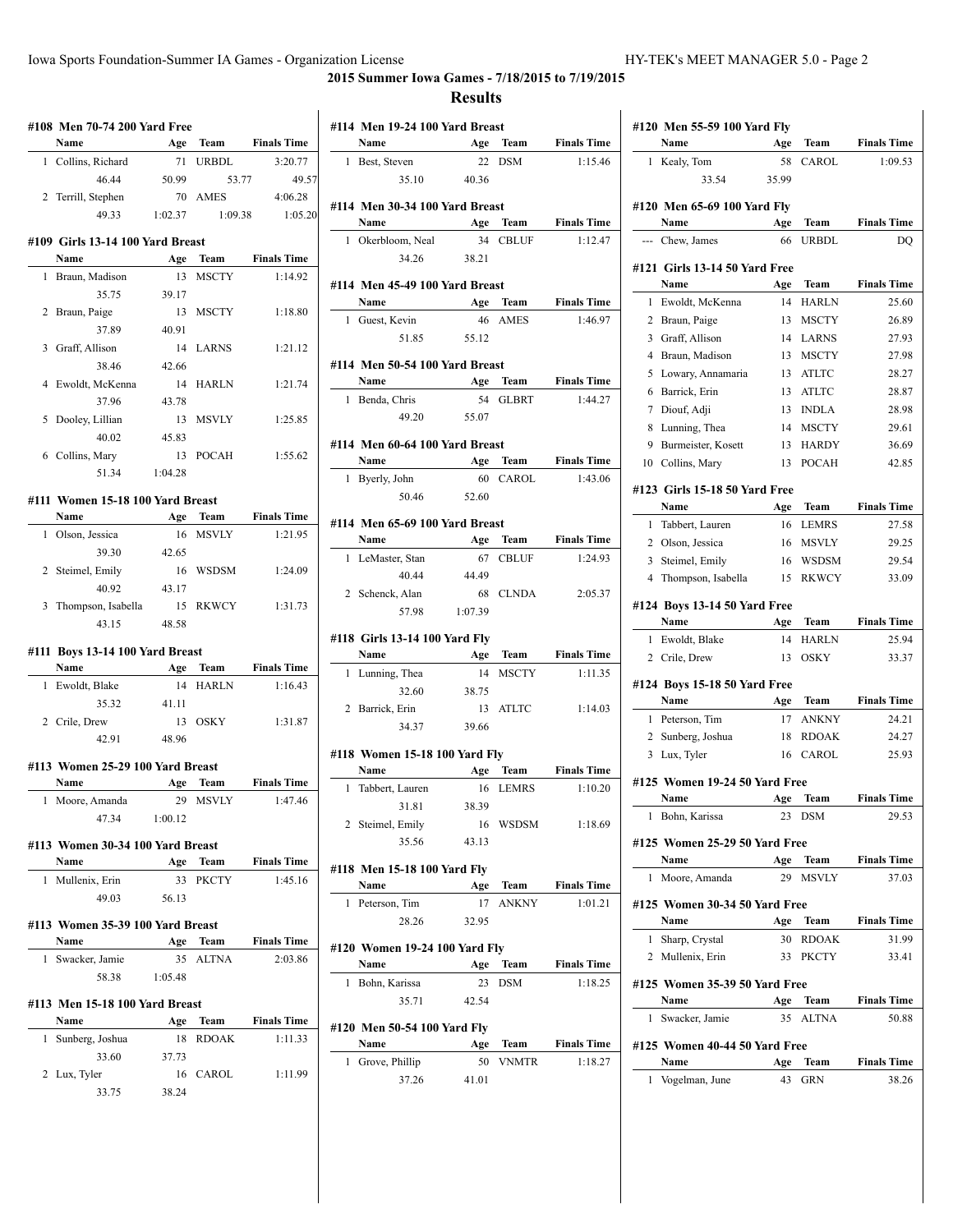# 2015 Summer Iowa Games - 7/18/2015 to 7/19/2015

## Results

### #108 Men 70-74 200 Yard Free

| | Name | Age | Team | Finals Time |
|---|---|---|---|---|
| 1 | Collins, Richard | 71 | URBDL | 3:20.77 |
| | 46.44 | 50.99 | 53.77 | 49.57 |
| 2 | Terrill, Stephen | 70 | AMES | 4:06.28 |
| | 49.33 | 1:02.37 | 1:09.38 | 1:05.20 |

### #109 Girls 13-14 100 Yard Breast

| | Name | Age | Team | Finals Time |
|---|---|---|---|---|
| 1 | Braun, Madison | 13 | MSCTY | 1:14.92 |
| | 35.75 | 39.17 | | |
| 2 | Braun, Paige | 13 | MSCTY | 1:18.80 |
| | 37.89 | 40.91 | | |
| 3 | Graff, Allison | 14 | LARNS | 1:21.12 |
| | 38.46 | 42.66 | | |
| 4 | Ewoldt, McKenna | 14 | HARLN | 1:21.74 |
| | 37.96 | 43.78 | | |
| 5 | Dooley, Lillian | 13 | MSVLY | 1:25.85 |
| | 40.02 | 45.83 | | |
| 6 | Collins, Mary | 13 | POCAH | 1:55.62 |
| | 51.34 | 1:04.28 | | |

### #111 Women 15-18 100 Yard Breast

| | Name | Age | Team | Finals Time |
|---|---|---|---|---|
| 1 | Olson, Jessica | 16 | MSVLY | 1:21.95 |
| | 39.30 | 42.65 | | |
| 2 | Steimel, Emily | 16 | WSDSM | 1:24.09 |
| | 40.92 | 43.17 | | |
| 3 | Thompson, Isabella | 15 | RKWCY | 1:31.73 |
| | 43.15 | 48.58 | | |

### #111 Boys 13-14 100 Yard Breast

| | Name | Age | Team | Finals Time |
|---|---|---|---|---|
| 1 | Ewoldt, Blake | 14 | HARLN | 1:16.43 |
| | 35.32 | 41.11 | | |
| 2 | Crile, Drew | 13 | OSKY | 1:31.87 |
| | 42.91 | 48.96 | | |

### #113 Women 25-29 100 Yard Breast

| | Name | Age | Team | Finals Time |
|---|---|---|---|---|
| 1 | Moore, Amanda | 29 | MSVLY | 1:47.46 |
| | 47.34 | 1:00.12 | | |

### #113 Women 30-34 100 Yard Breast

| | Name | Age | Team | Finals Time |
|---|---|---|---|---|
| 1 | Mullenix, Erin | 33 | PKCTY | 1:45.16 |
| | 49.03 | 56.13 | | |

### #113 Women 35-39 100 Yard Breast

| | Name | Age | Team | Finals Time |
|---|---|---|---|---|
| 1 | Swacker, Jamie | 35 | ALTNA | 2:03.86 |
| | 58.38 | 1:05.48 | | |

### #113 Men 15-18 100 Yard Breast

| | Name | Age | Team | Finals Time |
|---|---|---|---|---|
| 1 | Sunberg, Joshua | 18 | RDOAK | 1:11.33 |
| | 33.60 | 37.73 | | |
| 2 | Lux, Tyler | 16 | CAROL | 1:11.99 |
| | 33.75 | 38.24 | | |

### #114 Men 19-24 100 Yard Breast

| | Name | Age | Team | Finals Time |
|---|---|---|---|---|
| 1 | Best, Steven | 22 | DSM | 1:15.46 |
| | 35.10 | 40.36 | | |

### #114 Men 30-34 100 Yard Breast

| | Name | Age | Team | Finals Time |
|---|---|---|---|---|
| 1 | Okerbloom, Neal | 34 | CBLUF | 1:12.47 |
| | 34.26 | 38.21 | | |

### #114 Men 45-49 100 Yard Breast

| | Name | Age | Team | Finals Time |
|---|---|---|---|---|
| 1 | Guest, Kevin | 46 | AMES | 1:46.97 |
| | 51.85 | 55.12 | | |

### #114 Men 50-54 100 Yard Breast

| | Name | Age | Team | Finals Time |
|---|---|---|---|---|
| 1 | Benda, Chris | 54 | GLBRT | 1:44.27 |
| | 49.20 | 55.07 | | |

### #114 Men 60-64 100 Yard Breast

| | Name | Age | Team | Finals Time |
|---|---|---|---|---|
| 1 | Byerly, John | 60 | CAROL | 1:43.06 |
| | 50.46 | 52.60 | | |

### #114 Men 65-69 100 Yard Breast

| | Name | Age | Team | Finals Time |
|---|---|---|---|---|
| 1 | LeMaster, Stan | 67 | CBLUF | 1:24.93 |
| | 40.44 | 44.49 | | |
| 2 | Schenck, Alan | 68 | CLNDA | 2:05.37 |
| | 57.98 | 1:07.39 | | |

### #118 Girls 13-14 100 Yard Fly

| | Name | Age | Team | Finals Time |
|---|---|---|---|---|
| 1 | Lunning, Thea | 14 | MSCTY | 1:11.35 |
| | 32.60 | 38.75 | | |
| 2 | Barrick, Erin | 13 | ATLTC | 1:14.03 |
| | 34.37 | 39.66 | | |

### #118 Women 15-18 100 Yard Fly

| | Name | Age | Team | Finals Time |
|---|---|---|---|---|
| 1 | Tabbert, Lauren | 16 | LEMRS | 1:10.20 |
| | 31.81 | 38.39 | | |
| 2 | Steimel, Emily | 16 | WSDSM | 1:18.69 |
| | 35.56 | 43.13 | | |

### #118 Men 15-18 100 Yard Fly

| | Name | Age | Team | Finals Time |
|---|---|---|---|---|
| 1 | Peterson, Tim | 17 | ANKNY | 1:01.21 |
| | 28.26 | 32.95 | | |

### #120 Women 19-24 100 Yard Fly

| | Name | Age | Team | Finals Time |
|---|---|---|---|---|
| 1 | Bohn, Karissa | 23 | DSM | 1:18.25 |
| | 35.71 | 42.54 | | |

### #120 Men 50-54 100 Yard Fly

| | Name | Age | Team | Finals Time |
|---|---|---|---|---|
| 1 | Grove, Phillip | 50 | VNMTR | 1:18.27 |
| | 37.26 | 41.01 | | |

### #120 Men 55-59 100 Yard Fly

| | Name | Age | Team | Finals Time |
|---|---|---|---|---|
| 1 | Kealy, Tom | 58 | CAROL | 1:09.53 |
| | 33.54 | 35.99 | | |

### #120 Men 65-69 100 Yard Fly

| | Name | Age | Team | Finals Time |
|---|---|---|---|---|
| --- | Chew, James | 66 | URBDL | DQ |

### #121 Girls 13-14 50 Yard Free

| | Name | Age | Team | Finals Time |
|---|---|---|---|---|
| 1 | Ewoldt, McKenna | 14 | HARLN | 25.60 |
| 2 | Braun, Paige | 13 | MSCTY | 26.89 |
| 3 | Graff, Allison | 14 | LARNS | 27.93 |
| 4 | Braun, Madison | 13 | MSCTY | 27.98 |
| 5 | Lowary, Annamaria | 13 | ATLTC | 28.27 |
| 6 | Barrick, Erin | 13 | ATLTC | 28.87 |
| 7 | Diouf, Adji | 13 | INDLA | 28.98 |
| 8 | Lunning, Thea | 14 | MSCTY | 29.61 |
| 9 | Burmeister, Kosett | 13 | HARDY | 36.69 |
| 10 | Collins, Mary | 13 | POCAH | 42.85 |

### #123 Girls 15-18 50 Yard Free

| | Name | Age | Team | Finals Time |
|---|---|---|---|---|
| 1 | Tabbert, Lauren | 16 | LEMRS | 27.58 |
| 2 | Olson, Jessica | 16 | MSVLY | 29.25 |
| 3 | Steimel, Emily | 16 | WSDSM | 29.54 |
| 4 | Thompson, Isabella | 15 | RKWCY | 33.09 |

### #124 Boys 13-14 50 Yard Free

| | Name | Age | Team | Finals Time |
|---|---|---|---|---|
| 1 | Ewoldt, Blake | 14 | HARLN | 25.94 |
| 2 | Crile, Drew | 13 | OSKY | 33.37 |

### #124 Boys 15-18 50 Yard Free

| | Name | Age | Team | Finals Time |
|---|---|---|---|---|
| 1 | Peterson, Tim | 17 | ANKNY | 24.21 |
| 2 | Sunberg, Joshua | 18 | RDOAK | 24.27 |
| 3 | Lux, Tyler | 16 | CAROL | 25.93 |

### #125 Women 19-24 50 Yard Free

| | Name | Age | Team | Finals Time |
|---|---|---|---|---|
| 1 | Bohn, Karissa | 23 | DSM | 29.53 |

### #125 Women 25-29 50 Yard Free

| | Name | Age | Team | Finals Time |
|---|---|---|---|---|
| 1 | Moore, Amanda | 29 | MSVLY | 37.03 |

### #125 Women 30-34 50 Yard Free

| | Name | Age | Team | Finals Time |
|---|---|---|---|---|
| 1 | Sharp, Crystal | 30 | RDOAK | 31.99 |
| 2 | Mullenix, Erin | 33 | PKCTY | 33.41 |

### #125 Women 35-39 50 Yard Free

| | Name | Age | Team | Finals Time |
|---|---|---|---|---|
| 1 | Swacker, Jamie | 35 | ALTNA | 50.88 |

### #125 Women 40-44 50 Yard Free

| | Name | Age | Team | Finals Time |
|---|---|---|---|---|
| 1 | Vogelman, June | 43 | GRN | 38.26 |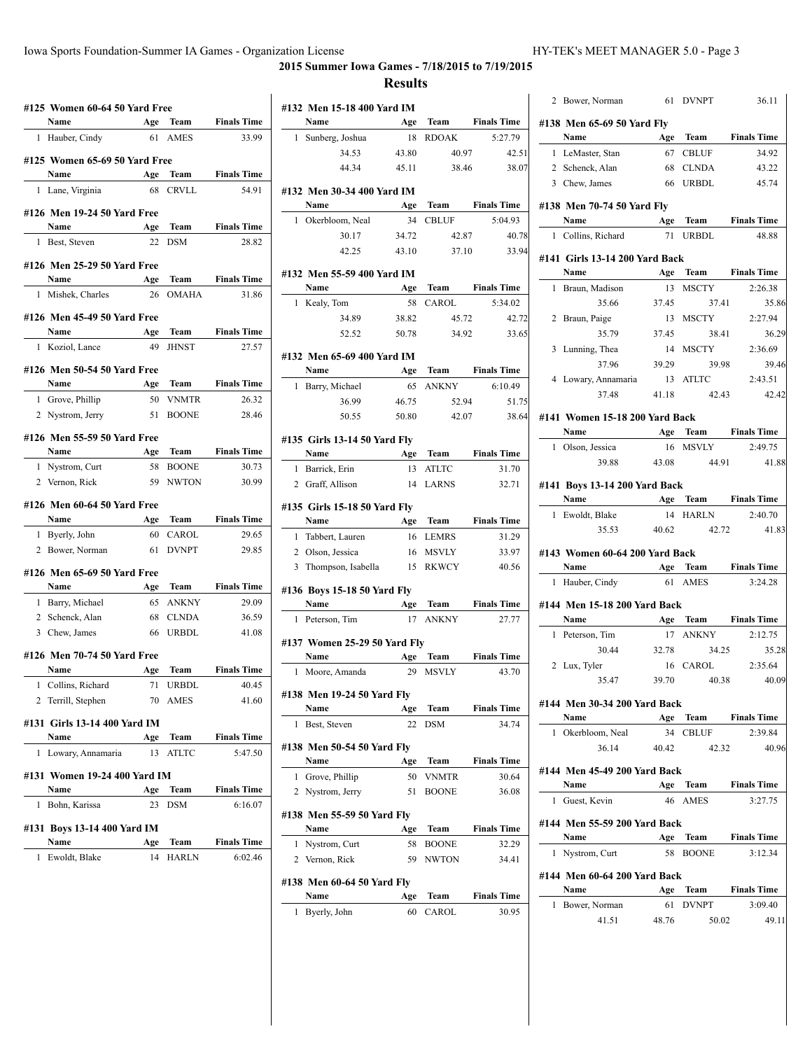## 2015 Summer Iowa Games - 7/18/2015 to 7/19/2015

### Results

#### #125 Women 60-64 50 Yard Free

| | Name | Age | Team | Finals Time |
|---|---|---|---|---|
| 1 | Hauber, Cindy | 61 | AMES | 33.99 |

#### #125 Women 65-69 50 Yard Free

| | Name | Age | Team | Finals Time |
|---|---|---|---|---|
| 1 | Lane, Virginia | 68 | CRVLL | 54.91 |

#### #126 Men 19-24 50 Yard Free

| | Name | Age | Team | Finals Time |
|---|---|---|---|---|
| 1 | Best, Steven | 22 | DSM | 28.82 |

#### #126 Men 25-29 50 Yard Free

| | Name | Age | Team | Finals Time |
|---|---|---|---|---|
| 1 | Mishek, Charles | 26 | OMAHA | 31.86 |

#### #126 Men 45-49 50 Yard Free

| | Name | Age | Team | Finals Time |
|---|---|---|---|---|
| 1 | Koziol, Lance | 49 | JHNST | 27.57 |

#### #126 Men 50-54 50 Yard Free

| | Name | Age | Team | Finals Time |
|---|---|---|---|---|
| 1 | Grove, Phillip | 50 | VNMTR | 26.32 |
| 2 | Nystrom, Jerry | 51 | BOONE | 28.46 |

#### #126 Men 55-59 50 Yard Free

| | Name | Age | Team | Finals Time |
|---|---|---|---|---|
| 1 | Nystrom, Curt | 58 | BOONE | 30.73 |
| 2 | Vernon, Rick | 59 | NWTON | 30.99 |

#### #126 Men 60-64 50 Yard Free

| | Name | Age | Team | Finals Time |
|---|---|---|---|---|
| 1 | Byerly, John | 60 | CAROL | 29.65 |
| 2 | Bower, Norman | 61 | DVNPT | 29.85 |

#### #126 Men 65-69 50 Yard Free

| | Name | Age | Team | Finals Time |
|---|---|---|---|---|
| 1 | Barry, Michael | 65 | ANKNY | 29.09 |
| 2 | Schenck, Alan | 68 | CLNDA | 36.59 |
| 3 | Chew, James | 66 | URBDL | 41.08 |

#### #126 Men 70-74 50 Yard Free

| | Name | Age | Team | Finals Time |
|---|---|---|---|---|
| 1 | Collins, Richard | 71 | URBDL | 40.45 |
| 2 | Terrill, Stephen | 70 | AMES | 41.60 |

#### #131 Girls 13-14 400 Yard IM

| | Name | Age | Team | Finals Time |
|---|---|---|---|---|
| 1 | Lowary, Annamaria | 13 | ATLTC | 5:47.50 |

#### #131 Women 19-24 400 Yard IM

| | Name | Age | Team | Finals Time |
|---|---|---|---|---|
| 1 | Bohn, Karissa | 23 | DSM | 6:16.07 |

#### #131 Boys 13-14 400 Yard IM

| | Name | Age | Team | Finals Time |
|---|---|---|---|---|
| 1 | Ewoldt, Blake | 14 | HARLN | 6:02.46 |

#### #132 Men 15-18 400 Yard IM

| | Name | Age | Team | Finals Time |
|---|---|---|---|---|
| 1 | Sunberg, Joshua | 18 | RDOAK | 5:27.79 |
| | 34.53 | 43.80 | 40.97 | 42.51 |
| | 44.34 | 45.11 | 38.46 | 38.07 |

#### #132 Men 30-34 400 Yard IM

| | Name | Age | Team | Finals Time |
|---|---|---|---|---|
| 1 | Okerbloom, Neal | 34 | CBLUF | 5:04.93 |
| | 30.17 | 34.72 | 42.87 | 40.78 |
| | 42.25 | 43.10 | 37.10 | 33.94 |

#### #132 Men 55-59 400 Yard IM

| | Name | Age | Team | Finals Time |
|---|---|---|---|---|
| 1 | Kealy, Tom | 58 | CAROL | 5:34.02 |
| | 34.89 | 38.82 | 45.72 | 42.72 |
| | 52.52 | 50.78 | 34.92 | 33.65 |

#### #132 Men 65-69 400 Yard IM

| | Name | Age | Team | Finals Time |
|---|---|---|---|---|
| 1 | Barry, Michael | 65 | ANKNY | 6:10.49 |
| | 36.99 | 46.75 | 52.94 | 51.75 |
| | 50.55 | 50.80 | 42.07 | 38.64 |

#### #135 Girls 13-14 50 Yard Fly

| | Name | Age | Team | Finals Time |
|---|---|---|---|---|
| 1 | Barrick, Erin | 13 | ATLTC | 31.70 |
| 2 | Graff, Allison | 14 | LARNS | 32.71 |

#### #135 Girls 15-18 50 Yard Fly

| | Name | Age | Team | Finals Time |
|---|---|---|---|---|
| 1 | Tabbert, Lauren | 16 | LEMRS | 31.29 |
| 2 | Olson, Jessica | 16 | MSVLY | 33.97 |
| 3 | Thompson, Isabella | 15 | RKWCY | 40.56 |

#### #136 Boys 15-18 50 Yard Fly

| | Name | Age | Team | Finals Time |
|---|---|---|---|---|
| 1 | Peterson, Tim | 17 | ANKNY | 27.77 |

#### #137 Women 25-29 50 Yard Fly

| | Name | Age | Team | Finals Time |
|---|---|---|---|---|
| 1 | Moore, Amanda | 29 | MSVLY | 43.70 |

#### #138 Men 19-24 50 Yard Fly

| | Name | Age | Team | Finals Time |
|---|---|---|---|---|
| 1 | Best, Steven | 22 | DSM | 34.74 |

#### #138 Men 50-54 50 Yard Fly

| | Name | Age | Team | Finals Time |
|---|---|---|---|---|
| 1 | Grove, Phillip | 50 | VNMTR | 30.64 |
| 2 | Nystrom, Jerry | 51 | BOONE | 36.08 |

#### #138 Men 55-59 50 Yard Fly

| | Name | Age | Team | Finals Time |
|---|---|---|---|---|
| 1 | Nystrom, Curt | 58 | BOONE | 32.29 |
| 2 | Vernon, Rick | 59 | NWTON | 34.41 |

#### #138 Men 60-64 50 Yard Fly

| | Name | Age | Team | Finals Time |
|---|---|---|---|---|
| 1 | Byerly, John | 60 | CAROL | 30.95 |
| 2 | Bower, Norman | 61 | DVNPT | 36.11 |

#### #138 Men 65-69 50 Yard Fly

| | Name | Age | Team | Finals Time |
|---|---|---|---|---|
| 1 | LeMaster, Stan | 67 | CBLUF | 34.92 |
| 2 | Schenck, Alan | 68 | CLNDA | 43.22 |
| 3 | Chew, James | 66 | URBDL | 45.74 |

#### #138 Men 70-74 50 Yard Fly

| | Name | Age | Team | Finals Time |
|---|---|---|---|---|
| 1 | Collins, Richard | 71 | URBDL | 48.88 |

#### #141 Girls 13-14 200 Yard Back

| | Name | Age | Team | Finals Time |
|---|---|---|---|---|
| 1 | Braun, Madison | 13 | MSCTY | 2:26.38 |
| | 35.66 | 37.45 | 37.41 | 35.86 |
| 2 | Braun, Paige | 13 | MSCTY | 2:27.94 |
| | 35.79 | 37.45 | 38.41 | 36.29 |
| 3 | Lunning, Thea | 14 | MSCTY | 2:36.69 |
| | 37.96 | 39.29 | 39.98 | 39.46 |
| 4 | Lowary, Annamaria | 13 | ATLTC | 2:43.51 |
| | 37.48 | 41.18 | 42.43 | 42.42 |

#### #141 Women 15-18 200 Yard Back

| | Name | Age | Team | Finals Time |
|---|---|---|---|---|
| 1 | Olson, Jessica | 16 | MSVLY | 2:49.75 |
| | 39.88 | 43.08 | 44.91 | 41.88 |

#### #141 Boys 13-14 200 Yard Back

| | Name | Age | Team | Finals Time |
|---|---|---|---|---|
| 1 | Ewoldt, Blake | 14 | HARLN | 2:40.70 |
| | 35.53 | 40.62 | 42.72 | 41.83 |

#### #143 Women 60-64 200 Yard Back

| | Name | Age | Team | Finals Time |
|---|---|---|---|---|
| 1 | Hauber, Cindy | 61 | AMES | 3:24.28 |

#### #144 Men 15-18 200 Yard Back

| | Name | Age | Team | Finals Time |
|---|---|---|---|---|
| 1 | Peterson, Tim | 17 | ANKNY | 2:12.75 |
| | 30.44 | 32.78 | 34.25 | 35.28 |
| 2 | Lux, Tyler | 16 | CAROL | 2:35.64 |
| | 35.47 | 39.70 | 40.38 | 40.09 |

#### #144 Men 30-34 200 Yard Back

| | Name | Age | Team | Finals Time |
|---|---|---|---|---|
| 1 | Okerbloom, Neal | 34 | CBLUF | 2:39.84 |
| | 36.14 | 40.42 | 42.32 | 40.96 |

#### #144 Men 45-49 200 Yard Back

| | Name | Age | Team | Finals Time |
|---|---|---|---|---|
| 1 | Guest, Kevin | 46 | AMES | 3:27.75 |

#### #144 Men 55-59 200 Yard Back

| | Name | Age | Team | Finals Time |
|---|---|---|---|---|
| 1 | Nystrom, Curt | 58 | BOONE | 3:12.34 |

#### #144 Men 60-64 200 Yard Back

| | Name | Age | Team | Finals Time |
|---|---|---|---|---|
| 1 | Bower, Norman | 61 | DVNPT | 3:09.40 |
| | 41.51 | 48.76 | 50.02 | 49.11 |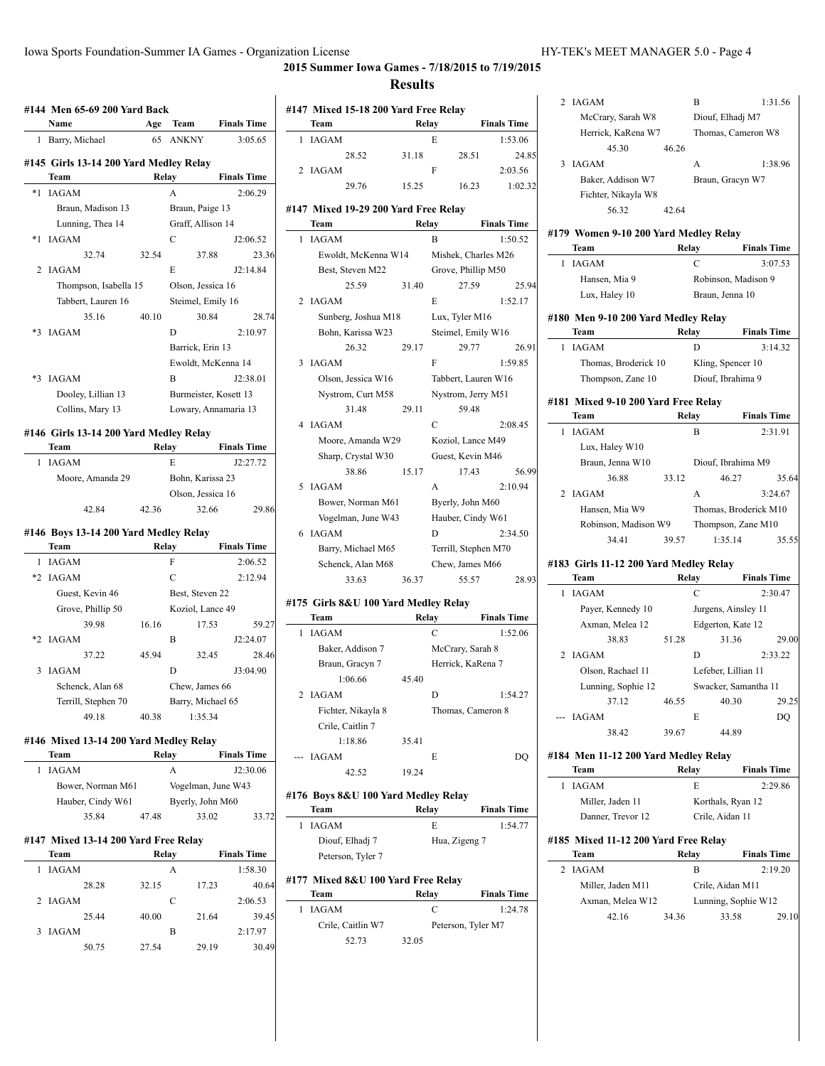## 2015 Summer Iowa Games - 7/18/2015 to 7/19/2015

## Results

### #144 Men 65-69 200 Yard Back

| | Name | Age | Team | Finals Time |
|---|---|---|---|---|
| 1 | Barry, Michael | 65 | ANKNY | 3:05.65 |

### #145 Girls 13-14 200 Yard Medley Relay

| | Team | Relay | Finals Time |
|---|---|---|---|
| *1 | IAGAM | A | 2:06.29 |
| | Braun, Madison 13; Braun, Paige 13; Lunning, Thea 14; Graff, Allison 14 | | |
| *1 | IAGAM | C | J2:06.52 |
| | 32.74 32.54 37.88 23.36 | | |
| 2 | IAGAM | E | J2:14.84 |
| | Thompson, Isabella 15; Olson, Jessica 16; Tabbert, Lauren 16; Steimel, Emily 16 | | |
| | 35.16 40.10 30.84 28.74 | | |
| *3 | IAGAM | D | 2:10.97 |
| | Barrick, Erin 13; Ewoldt, McKenna 14 | | |
| *3 | IAGAM | B | J2:38.01 |
| | Dooley, Lillian 13; Burmeister, Kosett 13; Collins, Mary 13; Lowary, Annamaria 13 | | |

### #146 Girls 13-14 200 Yard Medley Relay

| | Team | Relay | Finals Time |
|---|---|---|---|
| 1 | IAGAM | E | J2:27.72 |
| | Moore, Amanda 29; Bohn, Karissa 23; Olson, Jessica 16 | | |
| | 42.84 42.36 32.66 29.86 | | |

### #146 Boys 13-14 200 Yard Medley Relay

| | Team | Relay | Finals Time |
|---|---|---|---|
| 1 | IAGAM | F | 2:06.52 |
| *2 | IAGAM | C | 2:12.94 |
| | Guest, Kevin 46; Best, Steven 22; Grove, Phillip 50; Koziol, Lance 49 | | |
| | 39.98 16.16 17.53 59.27 | | |
| *2 | IAGAM | B | J2:24.07 |
| | 37.22 45.94 32.45 28.46 | | |
| 3 | IAGAM | D | J3:04.90 |
| | Schenck, Alan 68; Chew, James 66; Terrill, Stephen 70; Barry, Michael 65 | | |
| | 49.18 40.38 1:35.34 | | |

### #146 Mixed 13-14 200 Yard Medley Relay

| | Team | Relay | Finals Time |
|---|---|---|---|
| 1 | IAGAM | A | J2:30.06 |
| | Bower, Norman M61; Vogelman, June W43; Hauber, Cindy W61; Byerly, John M60 | | |
| | 35.84 47.48 33.02 33.72 | | |

### #147 Mixed 13-14 200 Yard Free Relay

| | Team | Relay | Finals Time |
|---|---|---|---|
| 1 | IAGAM | A | 1:58.30 |
| | 28.28 32.15 17.23 40.64 | | |
| 2 | IAGAM | C | 2:06.53 |
| | 25.44 40.00 21.64 39.45 | | |
| 3 | IAGAM | B | 2:17.97 |
| | 50.75 27.54 29.19 30.49 | | |

### #147 Mixed 15-18 200 Yard Free Relay

| | Team | Relay | Finals Time |
|---|---|---|---|
| 1 | IAGAM | E | 1:53.06 |
| | 28.52 31.18 28.51 24.85 | | |
| 2 | IAGAM | F | 2:03.56 |
| | 29.76 15.25 16.23 1:02.32 | | |

### #147 Mixed 19-29 200 Yard Free Relay

| | Team | Relay | Finals Time |
|---|---|---|---|
| 1 | IAGAM | B | 1:50.52 |
| | Ewoldt, McKenna W14; Mishek, Charles M26; Best, Steven M22; Grove, Phillip M50 | | |
| | 25.59 31.40 27.59 25.94 | | |
| 2 | IAGAM | E | 1:52.17 |
| | Sunberg, Joshua M18; Lux, Tyler M16; Bohn, Karissa W23; Steimel, Emily W16 | | |
| | 26.32 29.17 29.77 26.91 | | |
| 3 | IAGAM | F | 1:59.85 |
| | Olson, Jessica W16; Tabbert, Lauren W16; Nystrom, Curt M58; Nystrom, Jerry M51 | | |
| | 31.48 29.11 59.48 | | |
| 4 | IAGAM | C | 2:08.45 |
| | Moore, Amanda W29; Koziol, Lance M49; Sharp, Crystal W30; Guest, Kevin M46 | | |
| | 38.86 15.17 17.43 56.99 | | |
| 5 | IAGAM | A | 2:10.94 |
| | Bower, Norman M61; Byerly, John M60; Vogelman, June W43; Hauber, Cindy W61 | | |
| 6 | IAGAM | D | 2:34.50 |
| | Barry, Michael M65; Terrill, Stephen M70; Schenck, Alan M68; Chew, James M66 | | |
| | 33.63 36.37 55.57 28.93 | | |

### #175 Girls 8&U 100 Yard Medley Relay

| | Team | Relay | Finals Time |
|---|---|---|---|
| 1 | IAGAM | C | 1:52.06 |
| | Baker, Addison 7; McCrary, Sarah 8; Braun, Gracyn 7; Herrick, KaRena 7 | | |
| | 1:06.66 45.40 | | |
| 2 | IAGAM | D | 1:54.27 |
| | Fichter, Nikayla 8; Thomas, Cameron 8; Crile, Caitlin 7 | | |
| | 1:18.86 35.41 | | |
| --- | IAGAM | E | DQ |
| | 42.52 19.24 | | |

### #176 Boys 8&U 100 Yard Medley Relay

| | Team | Relay | Finals Time |
|---|---|---|---|
| 1 | IAGAM | E | 1:54.77 |
| | Diouf, Elhadj 7; Hua, Zigeng 7; Peterson, Tyler 7 | | |

### #177 Mixed 8&U 100 Yard Free Relay

| | Team | Relay | Finals Time |
|---|---|---|---|
| 1 | IAGAM | C | 1:24.78 |
| | Crile, Caitlin W7; Peterson, Tyler M7 | | |
| | 52.73 32.05 | | |
| 2 | IAGAM | B | 1:31.56 |
| | McCrary, Sarah W8; Diouf, Elhadj M7; Herrick, KaRena W7; Thomas, Cameron W8 | | |
| | 45.30 46.26 | | |
| 3 | IAGAM | A | 1:38.96 |
| | Baker, Addison W7; Braun, Gracyn W7; Fichter, Nikayla W8 | | |
| | 56.32 42.64 | | |

### #179 Women 9-10 200 Yard Medley Relay

| | Team | Relay | Finals Time |
|---|---|---|---|
| 1 | IAGAM | C | 3:07.53 |
| | Hansen, Mia 9; Robinson, Madison 9; Lux, Haley 10; Braun, Jenna 10 | | |

### #180 Men 9-10 200 Yard Medley Relay

| | Team | Relay | Finals Time |
|---|---|---|---|
| 1 | IAGAM | D | 3:14.32 |
| | Thomas, Broderick 10; Kling, Spencer 10; Thompson, Zane 10; Diouf, Ibrahima 9 | | |

### #181 Mixed 9-10 200 Yard Free Relay

| | Team | Relay | Finals Time |
|---|---|---|---|
| 1 | IAGAM | B | 2:31.91 |
| | Lux, Haley W10; Braun, Jenna W10; Diouf, Ibrahima M9 | | |
| | 36.88 33.12 46.27 35.64 | | |
| 2 | IAGAM | A | 3:24.67 |
| | Hansen, Mia W9; Thomas, Broderick M10; Robinson, Madison W9; Thompson, Zane M10 | | |
| | 34.41 39.57 1:35.14 35.55 | | |

### #183 Girls 11-12 200 Yard Medley Relay

| | Team | Relay | Finals Time |
|---|---|---|---|
| 1 | IAGAM | C | 2:30.47 |
| | Payer, Kennedy 10; Jurgens, Ainsley 11; Axman, Melea 12; Edgerton, Kate 12 | | |
| | 38.83 51.28 31.36 29.00 | | |
| 2 | IAGAM | D | 2:33.22 |
| | Olson, Rachael 11; Lefeber, Lillian 11; Lunning, Sophie 12; Swacker, Samantha 11 | | |
| | 37.12 46.55 40.30 29.25 | | |
| --- | IAGAM | E | DQ |
| | 38.42 39.67 44.89 | | |

### #184 Men 11-12 200 Yard Medley Relay

| | Team | Relay | Finals Time |
|---|---|---|---|
| 1 | IAGAM | E | 2:29.86 |
| | Miller, Jaden 11; Korthals, Ryan 12; Danner, Trevor 12; Crile, Aidan 11 | | |

### #185 Mixed 11-12 200 Yard Free Relay

| | Team | Relay | Finals Time |
|---|---|---|---|
| 2 | IAGAM | B | 2:19.20 |
| | Miller, Jaden M11; Crile, Aidan M11; Axman, Melea W12; Lunning, Sophie W12 | | |
| | 42.16 34.36 33.58 29.10 | | |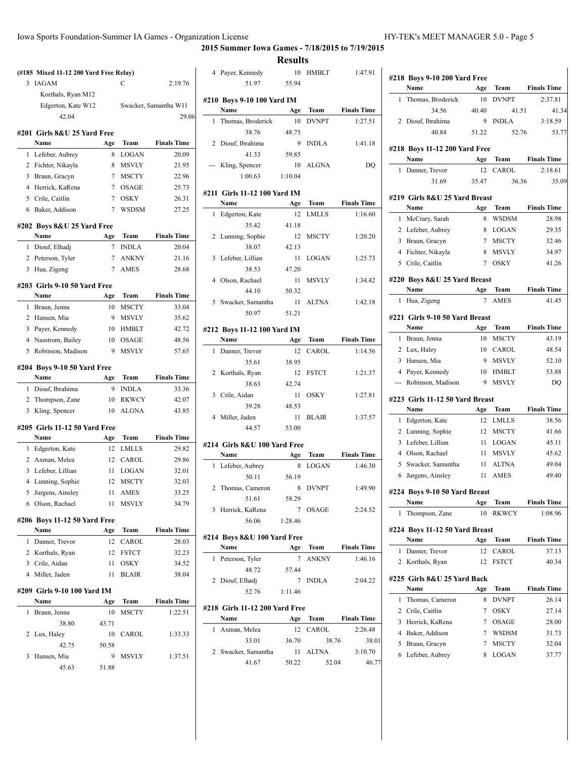**2015 Summer Iowa Games - 7/18/2015 to 7/19/2015**

**Results**

### (#185 Mixed 11-12 200 Yard Free Relay)

| | Team | Relay | Finals Time |
|---|---|---|---|
| 3 | IAGAM | C | 2:19.76 |
| | Korthals, Ryan M12 | | |
| | Edgerton, Kate W12 | Swacker, Samantha W11 | |
| | 42.04 | | 29.06 |

### #201 Girls 8&U 25 Yard Free

| | Name | Age | Team | Finals Time |
|---|---|---|---|---|
| 1 | Lefeber, Aubrey | 8 | LOGAN | 20.09 |
| 2 | Fichter, Nikayla | 8 | MSVLY | 21.95 |
| 3 | Braun, Gracyn | 7 | MSCTY | 22.96 |
| 4 | Herrick, KaRena | 7 | OSAGE | 25.73 |
| 5 | Crile, Caitlin | 7 | OSKY | 26.31 |
| 6 | Baker, Addison | 7 | WSDSM | 27.25 |

### #202 Boys 8&U 25 Yard Free

| | Name | Age | Team | Finals Time |
|---|---|---|---|---|
| 1 | Diouf, Elhadj | 7 | INDLA | 20.04 |
| 2 | Peterson, Tyler | 7 | ANKNY | 21.16 |
| 3 | Hua, Zigeng | 7 | AMES | 28.68 |

### #203 Girls 9-10 50 Yard Free

| | Name | Age | Team | Finals Time |
|---|---|---|---|---|
| 1 | Braun, Jenna | 10 | MSCTY | 33.04 |
| 2 | Hansen, Mia | 9 | MSVLY | 35.62 |
| 3 | Payer, Kennedy | 10 | HMBLT | 42.72 |
| 4 | Nasstrom, Bailey | 10 | OSAGE | 48.56 |
| 5 | Robinson, Madison | 9 | MSVLY | 57.65 |

### #204 Boys 9-10 50 Yard Free

| | Name | Age | Team | Finals Time |
|---|---|---|---|---|
| 1 | Diouf, Ibrahima | 9 | INDLA | 33.36 |
| 2 | Thompson, Zane | 10 | RKWCY | 42.07 |
| 3 | Kling, Spencer | 10 | ALGNA | 43.85 |

### #205 Girls 11-12 50 Yard Free

| | Name | Age | Team | Finals Time |
|---|---|---|---|---|
| 1 | Edgerton, Kate | 12 | LMLLS | 29.82 |
| 2 | Axman, Melea | 12 | CAROL | 29.86 |
| 3 | Lefeber, Lillian | 11 | LOGAN | 32.01 |
| 4 | Lunning, Sophie | 12 | MSCTY | 32.03 |
| 5 | Jurgens, Ainsley | 11 | AMES | 33.25 |
| 6 | Olson, Rachael | 11 | MSVLY | 34.79 |

### #206 Boys 11-12 50 Yard Free

| | Name | Age | Team | Finals Time |
|---|---|---|---|---|
| 1 | Danner, Trevor | 12 | CAROL | 28.03 |
| 2 | Korthals, Ryan | 12 | FSTCT | 32.23 |
| 3 | Crile, Aidan | 11 | OSKY | 34.52 |
| 4 | Miller, Jaden | 11 | BLAIR | 38.04 |

### #209 Girls 9-10 100 Yard IM

| | Name | Age | Team | Finals Time |
|---|---|---|---|---|
| 1 | Braun, Jenna | 10 | MSCTY | 1:22.51 |
| | 38.80 | 43.71 | | |
| 2 | Lux, Haley | 10 | CAROL | 1:33.33 |
| | 42.75 | 50.58 | | |
| 3 | Hansen, Mia | 9 | MSVLY | 1:37.51 |
| | 45.63 | 51.88 | | |
| 4 | Payer, Kennedy | 10 | HMBLT | 1:47.91 |
| | 51.97 | 55.94 | | |

### #210 Boys 9-10 100 Yard IM

| | Name | Age | Team | Finals Time |
|---|---|---|---|---|
| 1 | Thomas, Broderick | 10 | DVNPT | 1:27.51 |
| | 38.76 | 48.75 | | |
| 2 | Diouf, Ibrahima | 9 | INDLA | 1:41.18 |
| | 41.33 | 59.85 | | |
| --- | Kling, Spencer | 10 | ALGNA | DQ |
| | 1:00.63 | 1:10.04 | | |

### #211 Girls 11-12 100 Yard IM

| | Name | Age | Team | Finals Time |
|---|---|---|---|---|
| 1 | Edgerton, Kate | 12 | LMLLS | 1:16.60 |
| | 35.42 | 41.18 | | |
| 2 | Lunning, Sophie | 12 | MSCTY | 1:20.20 |
| | 38.07 | 42.13 | | |
| 3 | Lefeber, Lillian | 11 | LOGAN | 1:25.73 |
| | 38.53 | 47.20 | | |
| 4 | Olson, Rachael | 11 | MSVLY | 1:34.42 |
| | 44.10 | 50.32 | | |
| 5 | Swacker, Samantha | 11 | ALTNA | 1:42.18 |
| | 50.97 | 51.21 | | |

### #212 Boys 11-12 100 Yard IM

| | Name | Age | Team | Finals Time |
|---|---|---|---|---|
| 1 | Danner, Trevor | 12 | CAROL | 1:14.56 |
| | 35.61 | 38.95 | | |
| 2 | Korthals, Ryan | 12 | FSTCT | 1:21.37 |
| | 38.63 | 42.74 | | |
| 3 | Crile, Aidan | 11 | OSKY | 1:27.81 |
| | 39.28 | 48.53 | | |
| 4 | Miller, Jaden | 11 | BLAIR | 1:37.57 |
| | 44.57 | 53.00 | | |

### #214 Girls 8&U 100 Yard Free

| | Name | Age | Team | Finals Time |
|---|---|---|---|---|
| 1 | Lefeber, Aubrey | 8 | LOGAN | 1:46.30 |
| | 50.11 | 56.19 | | |
| 2 | Thomas, Cameron | 8 | DVNPT | 1:49.90 |
| | 51.61 | 58.29 | | |
| 3 | Herrick, KaRena | 7 | OSAGE | 2:24.52 |
| | 56.06 | 1:28.46 | | |

### #214 Boys 8&U 100 Yard Free

| | Name | Age | Team | Finals Time |
|---|---|---|---|---|
| 1 | Peterson, Tyler | 7 | ANKNY | 1:46.16 |
| | 48.72 | 57.44 | | |
| 2 | Diouf, Elhadj | 7 | INDLA | 2:04.22 |
| | 52.76 | 1:11.46 | | |

### #218 Girls 11-12 200 Yard Free

| | Name | Age | Team | | Finals Time |
|---|---|---|---|---|---|
| 1 | Axman, Melea | 12 | CAROL | | 2:26.48 |
| | 33.01 | 36.70 | 38.76 | | 38.01 |
| 2 | Swacker, Samantha | 11 | ALTNA | | 3:10.70 |
| | 41.67 | 50.22 | 52.04 | | 46.77 |

### #218 Boys 9-10 200 Yard Free

| | Name | Age | Team | | Finals Time |
|---|---|---|---|---|---|
| 1 | Thomas, Broderick | 10 | DVNPT | | 2:37.81 |
| | 34.56 | 40.40 | 41.51 | | 41.34 |
| 2 | Diouf, Ibrahima | 9 | INDLA | | 3:18.59 |
| | 40.84 | 51.22 | 52.76 | | 53.77 |

### #218 Boys 11-12 200 Yard Free

| | Name | Age | Team | | Finals Time |
|---|---|---|---|---|---|
| 1 | Danner, Trevor | 12 | CAROL | | 2:18.61 |
| | 31.69 | 35.47 | 36.36 | | 35.09 |

### #219 Girls 8&U 25 Yard Breast

| | Name | Age | Team | Finals Time |
|---|---|---|---|---|
| 1 | McCrary, Sarah | 8 | WSDSM | 28.98 |
| 2 | Lefeber, Aubrey | 8 | LOGAN | 29.35 |
| 3 | Braun, Gracyn | 7 | MSCTY | 32.46 |
| 4 | Fichter, Nikayla | 8 | MSVLY | 34.97 |
| 5 | Crile, Caitlin | 7 | OSKY | 41.26 |

### #220 Boys 8&U 25 Yard Breast

| | Name | Age | Team | Finals Time |
|---|---|---|---|---|
| 1 | Hua, Zigeng | 7 | AMES | 41.45 |

### #221 Girls 9-10 50 Yard Breast

| | Name | Age | Team | Finals Time |
|---|---|---|---|---|
| 1 | Braun, Jenna | 10 | MSCTY | 43.19 |
| 2 | Lux, Haley | 10 | CAROL | 48.54 |
| 3 | Hansen, Mia | 9 | MSVLY | 52.10 |
| 4 | Payer, Kennedy | 10 | HMBLT | 53.88 |
| --- | Robinson, Madison | 9 | MSVLY | DQ |

### #223 Girls 11-12 50 Yard Breast

| | Name | Age | Team | Finals Time |
|---|---|---|---|---|
| 1 | Edgerton, Kate | 12 | LMLLS | 38.56 |
| 2 | Lunning, Sophie | 12 | MSCTY | 41.66 |
| 3 | Lefeber, Lillian | 11 | LOGAN | 45.11 |
| 4 | Olson, Rachael | 11 | MSVLY | 45.62 |
| 5 | Swacker, Samantha | 11 | ALTNA | 49.04 |
| 6 | Jurgens, Ainsley | 11 | AMES | 49.40 |

### #224 Boys 9-10 50 Yard Breast

| | Name | Age | Team | Finals Time |
|---|---|---|---|---|
| 1 | Thompson, Zane | 10 | RKWCY | 1:08.96 |

### #224 Boys 11-12 50 Yard Breast

| | Name | Age | Team | Finals Time |
|---|---|---|---|---|
| 1 | Danner, Trevor | 12 | CAROL | 37.13 |
| 2 | Korthals, Ryan | 12 | FSTCT | 40.34 |

### #225 Girls 8&U 25 Yard Back

| | Name | Age | Team | Finals Time |
|---|---|---|---|---|
| 1 | Thomas, Cameron | 8 | DVNPT | 26.14 |
| 2 | Crile, Caitlin | 7 | OSKY | 27.14 |
| 3 | Herrick, KaRena | 7 | OSAGE | 28.00 |
| 4 | Baker, Addison | 7 | WSDSM | 31.73 |
| 5 | Braun, Gracyn | 7 | MSCTY | 32.04 |
| 6 | Lefeber, Aubrey | 8 | LOGAN | 37.77 |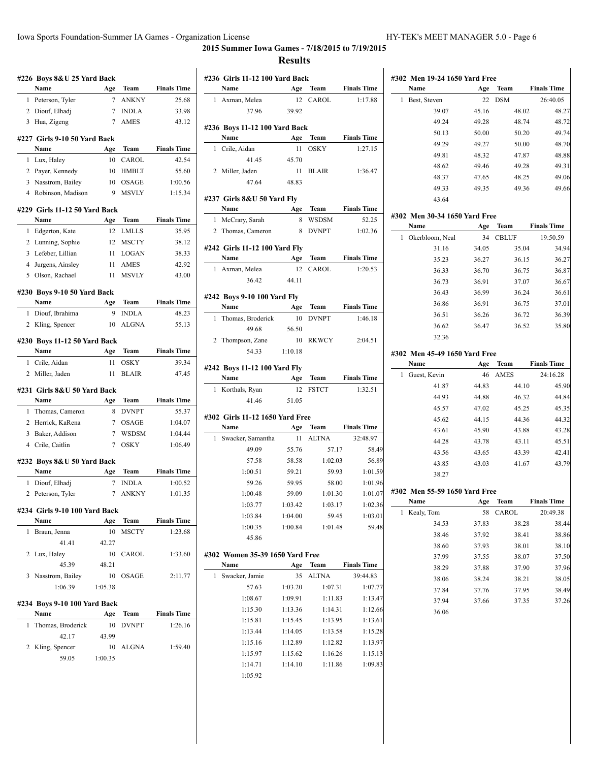## 2015 Summer Iowa Games - 7/18/2015 to 7/19/2015

## Results

### #226 Boys 8&U 25 Yard Back

| | Name | Age | Team | Finals Time |
|---|---|---|---|---|
| 1 | Peterson, Tyler | 7 | ANKNY | 25.68 |
| 2 | Diouf, Elhadj | 7 | INDLA | 33.98 |
| 3 | Hua, Zigeng | 7 | AMES | 43.12 |

### #227 Girls 9-10 50 Yard Back

| | Name | Age | Team | Finals Time |
|---|---|---|---|---|
| 1 | Lux, Haley | 10 | CAROL | 42.54 |
| 2 | Payer, Kennedy | 10 | HMBLT | 55.60 |
| 3 | Nasstrom, Bailey | 10 | OSAGE | 1:00.56 |
| 4 | Robinson, Madison | 9 | MSVLY | 1:15.34 |

### #229 Girls 11-12 50 Yard Back

| | Name | Age | Team | Finals Time |
|---|---|---|---|---|
| 1 | Edgerton, Kate | 12 | LMLLS | 35.95 |
| 2 | Lunning, Sophie | 12 | MSCTY | 38.12 |
| 3 | Lefeber, Lillian | 11 | LOGAN | 38.33 |
| 4 | Jurgens, Ainsley | 11 | AMES | 42.92 |
| 5 | Olson, Rachael | 11 | MSVLY | 43.00 |

### #230 Boys 9-10 50 Yard Back

| | Name | Age | Team | Finals Time |
|---|---|---|---|---|
| 1 | Diouf, Ibrahima | 9 | INDLA | 48.23 |
| 2 | Kling, Spencer | 10 | ALGNA | 55.13 |

### #230 Boys 11-12 50 Yard Back

| | Name | Age | Team | Finals Time |
|---|---|---|---|---|
| 1 | Crile, Aidan | 11 | OSKY | 39.34 |
| 2 | Miller, Jaden | 11 | BLAIR | 47.45 |

### #231 Girls 8&U 50 Yard Back

| | Name | Age | Team | Finals Time |
|---|---|---|---|---|
| 1 | Thomas, Cameron | 8 | DVNPT | 55.37 |
| 2 | Herrick, KaRena | 7 | OSAGE | 1:04.07 |
| 3 | Baker, Addison | 7 | WSDSM | 1:04.44 |
| 4 | Crile, Caitlin | 7 | OSKY | 1:06.49 |

### #232 Boys 8&U 50 Yard Back

| | Name | Age | Team | Finals Time |
|---|---|---|---|---|
| 1 | Diouf, Elhadj | 7 | INDLA | 1:00.52 |
| 2 | Peterson, Tyler | 7 | ANKNY | 1:01.35 |

### #234 Girls 9-10 100 Yard Back

| | Name | Age | Team | Finals Time |
|---|---|---|---|---|
| 1 | Braun, Jenna | 10 | MSCTY | 1:23.68 |
| | 41.41 | 42.27 | | |
| 2 | Lux, Haley | 10 | CAROL | 1:33.60 |
| | 45.39 | 48.21 | | |
| 3 | Nasstrom, Bailey | 10 | OSAGE | 2:11.77 |
| | 1:06.39 | 1:05.38 | | |

### #234 Boys 9-10 100 Yard Back

| | Name | Age | Team | Finals Time |
|---|---|---|---|---|
| 1 | Thomas, Broderick | 10 | DVNPT | 1:26.16 |
| | 42.17 | 43.99 | | |
| 2 | Kling, Spencer | 10 | ALGNA | 1:59.40 |
| | 59.05 | 1:00.35 | | |

### #236 Girls 11-12 100 Yard Back

| | Name | Age | Team | Finals Time |
|---|---|---|---|---|
| 1 | Axman, Melea | 12 | CAROL | 1:17.88 |
| | 37.96 | 39.92 | | |

### #236 Boys 11-12 100 Yard Back

| | Name | Age | Team | Finals Time |
|---|---|---|---|---|
| 1 | Crile, Aidan | 11 | OSKY | 1:27.15 |
| | 41.45 | 45.70 | | |
| 2 | Miller, Jaden | 11 | BLAIR | 1:36.47 |
| | 47.64 | 48.83 | | |

### #237 Girls 8&U 50 Yard Fly

| | Name | Age | Team | Finals Time |
|---|---|---|---|---|
| 1 | McCrary, Sarah | 8 | WSDSM | 52.25 |
| 2 | Thomas, Cameron | 8 | DVNPT | 1:02.36 |

### #242 Girls 11-12 100 Yard Fly

| | Name | Age | Team | Finals Time |
|---|---|---|---|---|
| 1 | Axman, Melea | 12 | CAROL | 1:20.53 |
| | 36.42 | 44.11 | | |

### #242 Boys 9-10 100 Yard Fly

| | Name | Age | Team | Finals Time |
|---|---|---|---|---|
| 1 | Thomas, Broderick | 10 | DVNPT | 1:46.18 |
| | 49.68 | 56.50 | | |
| 2 | Thompson, Zane | 10 | RKWCY | 2:04.51 |
| | 54.33 | 1:10.18 | | |

### #242 Boys 11-12 100 Yard Fly

| | Name | Age | Team | Finals Time |
|---|---|---|---|---|
| 1 | Korthals, Ryan | 12 | FSTCT | 1:32.51 |
| | 41.46 | 51.05 | | |

### #302 Girls 11-12 1650 Yard Free

| | Name | Age | Team | Finals Time |
|---|---|---|---|---|
| 1 | Swacker, Samantha | 11 | ALTNA | 32:48.97 |
| | 49.09 | 55.76 | 57.17 | 58.49 |
| | 57.58 | 58.58 | 1:02.03 | 56.89 |
| | 1:00.51 | 59.21 | 59.93 | 1:01.59 |
| | 59.26 | 59.95 | 58.00 | 1:01.96 |
| | 1:00.48 | 59.09 | 1:01.30 | 1:01.07 |
| | 1:03.77 | 1:03.42 | 1:03.17 | 1:02.36 |
| | 1:03.84 | 1:04.00 | 59.45 | 1:03.01 |
| | 1:00.35 | 1:00.84 | 1:01.48 | 59.48 |
| | 45.86 | | | |

### #302 Women 35-39 1650 Yard Free

| | Name | Age | Team | Finals Time |
|---|---|---|---|---|
| 1 | Swacker, Jamie | 35 | ALTNA | 39:44.83 |
| | 57.63 | 1:03.20 | 1:07.31 | 1:07.77 |
| | 1:08.67 | 1:09.91 | 1:11.83 | 1:13.47 |
| | 1:15.30 | 1:13.36 | 1:14.31 | 1:12.66 |
| | 1:15.81 | 1:15.45 | 1:13.95 | 1:13.61 |
| | 1:13.44 | 1:14.05 | 1:13.58 | 1:15.28 |
| | 1:15.16 | 1:12.89 | 1:12.82 | 1:13.97 |
| | 1:15.97 | 1:15.62 | 1:16.26 | 1:15.13 |
| | 1:14.71 | 1:14.10 | 1:11.86 | 1:09.83 |
| | 1:05.92 | | | |

### #302 Men 19-24 1650 Yard Free

| | Name | Age | Team | Finals Time |
|---|---|---|---|---|
| 1 | Best, Steven | 22 | DSM | 26:40.05 |
| | 39.07 | 45.16 | 48.02 | 48.27 |
| | 49.24 | 49.28 | 48.74 | 48.72 |
| | 50.13 | 50.00 | 50.20 | 49.74 |
| | 49.29 | 49.27 | 50.00 | 48.70 |
| | 49.81 | 48.32 | 47.87 | 48.88 |
| | 48.62 | 49.46 | 49.28 | 49.31 |
| | 48.37 | 47.65 | 48.25 | 49.06 |
| | 49.33 | 49.35 | 49.36 | 49.66 |
| | 43.64 | | | |

### #302 Men 30-34 1650 Yard Free

| | Name | Age | Team | Finals Time |
|---|---|---|---|---|
| 1 | Okerbloom, Neal | 34 | CBLUF | 19:50.59 |
| | 31.16 | 34.05 | 35.04 | 34.94 |
| | 35.23 | 36.27 | 36.15 | 36.27 |
| | 36.33 | 36.70 | 36.75 | 36.87 |
| | 36.73 | 36.91 | 37.07 | 36.67 |
| | 36.43 | 36.99 | 36.24 | 36.61 |
| | 36.86 | 36.91 | 36.75 | 37.01 |
| | 36.51 | 36.26 | 36.72 | 36.39 |
| | 36.62 | 36.47 | 36.52 | 35.80 |
| | 32.36 | | | |

### #302 Men 45-49 1650 Yard Free

| | Name | Age | Team | Finals Time |
|---|---|---|---|---|
| 1 | Guest, Kevin | 46 | AMES | 24:16.28 |
| | 41.87 | 44.83 | 44.10 | 45.90 |
| | 44.93 | 44.88 | 46.32 | 44.84 |
| | 45.57 | 47.02 | 45.25 | 45.35 |
| | 45.62 | 44.15 | 44.36 | 44.32 |
| | 43.61 | 45.90 | 43.88 | 43.28 |
| | 44.28 | 43.78 | 43.11 | 45.51 |
| | 43.56 | 43.65 | 43.39 | 42.41 |
| | 43.85 | 43.03 | 41.67 | 43.79 |
| | 38.27 | | | |

### #302 Men 55-59 1650 Yard Free

| | Name | Age | Team | Finals Time |
|---|---|---|---|---|
| 1 | Kealy, Tom | 58 | CAROL | 20:49.38 |
| | 34.53 | 37.83 | 38.28 | 38.44 |
| | 38.46 | 37.92 | 38.41 | 38.86 |
| | 38.60 | 37.93 | 38.01 | 38.10 |
| | 37.99 | 37.55 | 38.07 | 37.50 |
| | 38.29 | 37.88 | 37.90 | 37.96 |
| | 38.06 | 38.24 | 38.21 | 38.05 |
| | 37.84 | 37.76 | 37.95 | 38.49 |
| | 37.94 | 37.66 | 37.35 | 37.26 |
| | 36.06 | | | |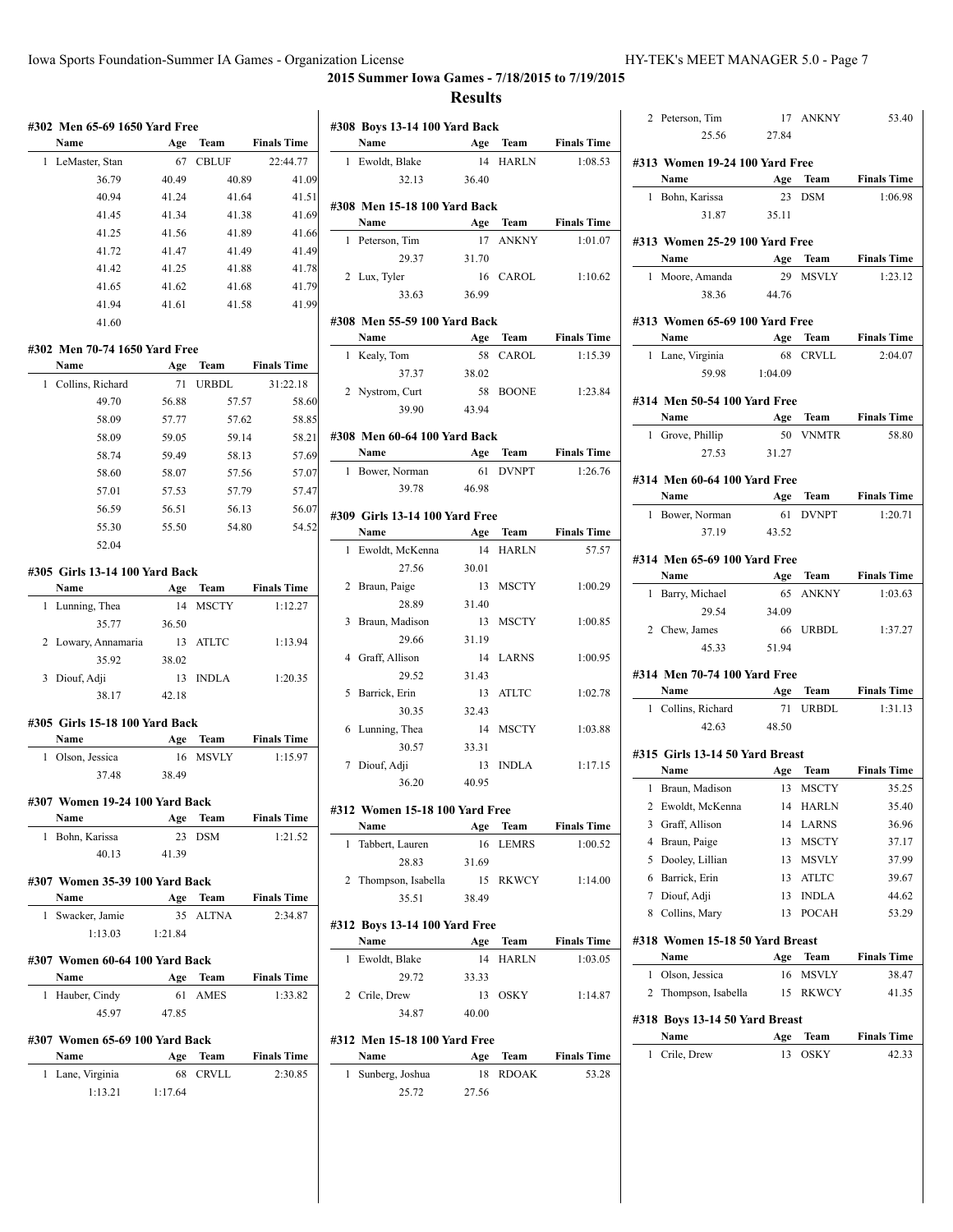## 2015 Summer Iowa Games - 7/18/2015 to 7/19/2015

## Results

### #302 Men 65-69 1650 Yard Free

| | Name | Age | Team | Finals Time |
|---|---|---|---|---|
| 1 | LeMaster, Stan | 67 | CBLUF | 22:44.77 |

36.79 40.49 40.89 41.09
40.94 41.24 41.64 41.51
41.45 41.34 41.38 41.69
41.25 41.56 41.89 41.66
41.72 41.47 41.49 41.49
41.42 41.25 41.88 41.78
41.65 41.62 41.68 41.79
41.94 41.61 41.58 41.99
41.60

### #302 Men 70-74 1650 Yard Free

| | Name | Age | Team | Finals Time |
|---|---|---|---|---|
| 1 | Collins, Richard | 71 | URBDL | 31:22.18 |

49.70 56.88 57.57 58.60
58.09 57.77 57.62 58.85
58.09 59.05 59.14 58.21
58.74 59.49 58.13 57.69
58.60 58.07 57.56 57.07
57.01 57.53 57.79 57.47
56.59 56.51 56.13 56.07
55.30 55.50 54.80 54.52
52.04

### #305 Girls 13-14 100 Yard Back

| | Name | Age | Team | Finals Time |
|---|---|---|---|---|
| 1 | Lunning, Thea | 14 | MSCTY | 1:12.27 |
| | 35.77 | 36.50 | | |
| 2 | Lowary, Annamaria | 13 | ATLTC | 1:13.94 |
| | 35.92 | 38.02 | | |
| 3 | Diouf, Adji | 13 | INDLA | 1:20.35 |
| | 38.17 | 42.18 | | |

### #305 Girls 15-18 100 Yard Back

| | Name | Age | Team | Finals Time |
|---|---|---|---|---|
| 1 | Olson, Jessica | 16 | MSVLY | 1:15.97 |
| | 37.48 | 38.49 | | |

### #307 Women 19-24 100 Yard Back

| | Name | Age | Team | Finals Time |
|---|---|---|---|---|
| 1 | Bohn, Karissa | 23 | DSM | 1:21.52 |
| | 40.13 | 41.39 | | |

### #307 Women 35-39 100 Yard Back

| | Name | Age | Team | Finals Time |
|---|---|---|---|---|
| 1 | Swacker, Jamie | 35 | ALTNA | 2:34.87 |
| | 1:13.03 | 1:21.84 | | |

### #307 Women 60-64 100 Yard Back

| | Name | Age | Team | Finals Time |
|---|---|---|---|---|
| 1 | Hauber, Cindy | 61 | AMES | 1:33.82 |
| | 45.97 | 47.85 | | |

### #307 Women 65-69 100 Yard Back

| | Name | Age | Team | Finals Time |
|---|---|---|---|---|
| 1 | Lane, Virginia | 68 | CRVLL | 2:30.85 |
| | 1:13.21 | 1:17.64 | | |

### #308 Boys 13-14 100 Yard Back

| | Name | Age | Team | Finals Time |
|---|---|---|---|---|
| 1 | Ewoldt, Blake | 14 | HARLN | 1:08.53 |
| | 32.13 | 36.40 | | |

### #308 Men 15-18 100 Yard Back

| | Name | Age | Team | Finals Time |
|---|---|---|---|---|
| 1 | Peterson, Tim | 17 | ANKNY | 1:01.07 |
| | 29.37 | 31.70 | | |
| 2 | Lux, Tyler | 16 | CAROL | 1:10.62 |
| | 33.63 | 36.99 | | |

### #308 Men 55-59 100 Yard Back

| | Name | Age | Team | Finals Time |
|---|---|---|---|---|
| 1 | Kealy, Tom | 58 | CAROL | 1:15.39 |
| | 37.37 | 38.02 | | |
| 2 | Nystrom, Curt | 58 | BOONE | 1:23.84 |
| | 39.90 | 43.94 | | |

### #308 Men 60-64 100 Yard Back

| | Name | Age | Team | Finals Time |
|---|---|---|---|---|
| 1 | Bower, Norman | 61 | DVNPT | 1:26.76 |
| | 39.78 | 46.98 | | |

### #309 Girls 13-14 100 Yard Free

| | Name | Age | Team | Finals Time |
|---|---|---|---|---|
| 1 | Ewoldt, McKenna | 14 | HARLN | 57.57 |
| | 27.56 | 30.01 | | |
| 2 | Braun, Paige | 13 | MSCTY | 1:00.29 |
| | 28.89 | 31.40 | | |
| 3 | Braun, Madison | 13 | MSCTY | 1:00.85 |
| | 29.66 | 31.19 | | |
| 4 | Graff, Allison | 14 | LARNS | 1:00.95 |
| | 29.52 | 31.43 | | |
| 5 | Barrick, Erin | 13 | ATLTC | 1:02.78 |
| | 30.35 | 32.43 | | |
| 6 | Lunning, Thea | 14 | MSCTY | 1:03.88 |
| | 30.57 | 33.31 | | |
| 7 | Diouf, Adji | 13 | INDLA | 1:17.15 |
| | 36.20 | 40.95 | | |

### #312 Women 15-18 100 Yard Free

| | Name | Age | Team | Finals Time |
|---|---|---|---|---|
| 1 | Tabbert, Lauren | 16 | LEMRS | 1:00.52 |
| | 28.83 | 31.69 | | |
| 2 | Thompson, Isabella | 15 | RKWCY | 1:14.00 |
| | 35.51 | 38.49 | | |

### #312 Boys 13-14 100 Yard Free

| | Name | Age | Team | Finals Time |
|---|---|---|---|---|
| 1 | Ewoldt, Blake | 14 | HARLN | 1:03.05 |
| | 29.72 | 33.33 | | |
| 2 | Crile, Drew | 13 | OSKY | 1:14.87 |
| | 34.87 | 40.00 | | |

### #312 Men 15-18 100 Yard Free

| | Name | Age | Team | Finals Time |
|---|---|---|---|---|
| 1 | Sunberg, Joshua | 18 | RDOAK | 53.28 |
| | 25.72 | 27.56 | | |
| 2 | Peterson, Tim | 17 | ANKNY | 53.40 |
| | 25.56 | 27.84 | | |

### #313 Women 19-24 100 Yard Free

| | Name | Age | Team | Finals Time |
|---|---|---|---|---|
| 1 | Bohn, Karissa | 23 | DSM | 1:06.98 |
| | 31.87 | 35.11 | | |

### #313 Women 25-29 100 Yard Free

| | Name | Age | Team | Finals Time |
|---|---|---|---|---|
| 1 | Moore, Amanda | 29 | MSVLY | 1:23.12 |
| | 38.36 | 44.76 | | |

### #313 Women 65-69 100 Yard Free

| | Name | Age | Team | Finals Time |
|---|---|---|---|---|
| 1 | Lane, Virginia | 68 | CRVLL | 2:04.07 |
| | 59.98 | 1:04.09 | | |

### #314 Men 50-54 100 Yard Free

| | Name | Age | Team | Finals Time |
|---|---|---|---|---|
| 1 | Grove, Phillip | 50 | VNMTR | 58.80 |
| | 27.53 | 31.27 | | |

### #314 Men 60-64 100 Yard Free

| | Name | Age | Team | Finals Time |
|---|---|---|---|---|
| 1 | Bower, Norman | 61 | DVNPT | 1:20.71 |
| | 37.19 | 43.52 | | |

### #314 Men 65-69 100 Yard Free

| | Name | Age | Team | Finals Time |
|---|---|---|---|---|
| 1 | Barry, Michael | 65 | ANKNY | 1:03.63 |
| | 29.54 | 34.09 | | |
| 2 | Chew, James | 66 | URBDL | 1:37.27 |
| | 45.33 | 51.94 | | |

### #314 Men 70-74 100 Yard Free

| | Name | Age | Team | Finals Time |
|---|---|---|---|---|
| 1 | Collins, Richard | 71 | URBDL | 1:31.13 |
| | 42.63 | 48.50 | | |

### #315 Girls 13-14 50 Yard Breast

| | Name | Age | Team | Finals Time |
|---|---|---|---|---|
| 1 | Braun, Madison | 13 | MSCTY | 35.25 |
| 2 | Ewoldt, McKenna | 14 | HARLN | 35.40 |
| 3 | Graff, Allison | 14 | LARNS | 36.96 |
| 4 | Braun, Paige | 13 | MSCTY | 37.17 |
| 5 | Dooley, Lillian | 13 | MSVLY | 37.99 |
| 6 | Barrick, Erin | 13 | ATLTC | 39.67 |
| 7 | Diouf, Adji | 13 | INDLA | 44.62 |
| 8 | Collins, Mary | 13 | POCAH | 53.29 |

### #318 Women 15-18 50 Yard Breast

| | Name | Age | Team | Finals Time |
|---|---|---|---|---|
| 1 | Olson, Jessica | 16 | MSVLY | 38.47 |
| 2 | Thompson, Isabella | 15 | RKWCY | 41.35 |

### #318 Boys 13-14 50 Yard Breast

| | Name | Age | Team | Finals Time |
|---|---|---|---|---|
| 1 | Crile, Drew | 13 | OSKY | 42.33 |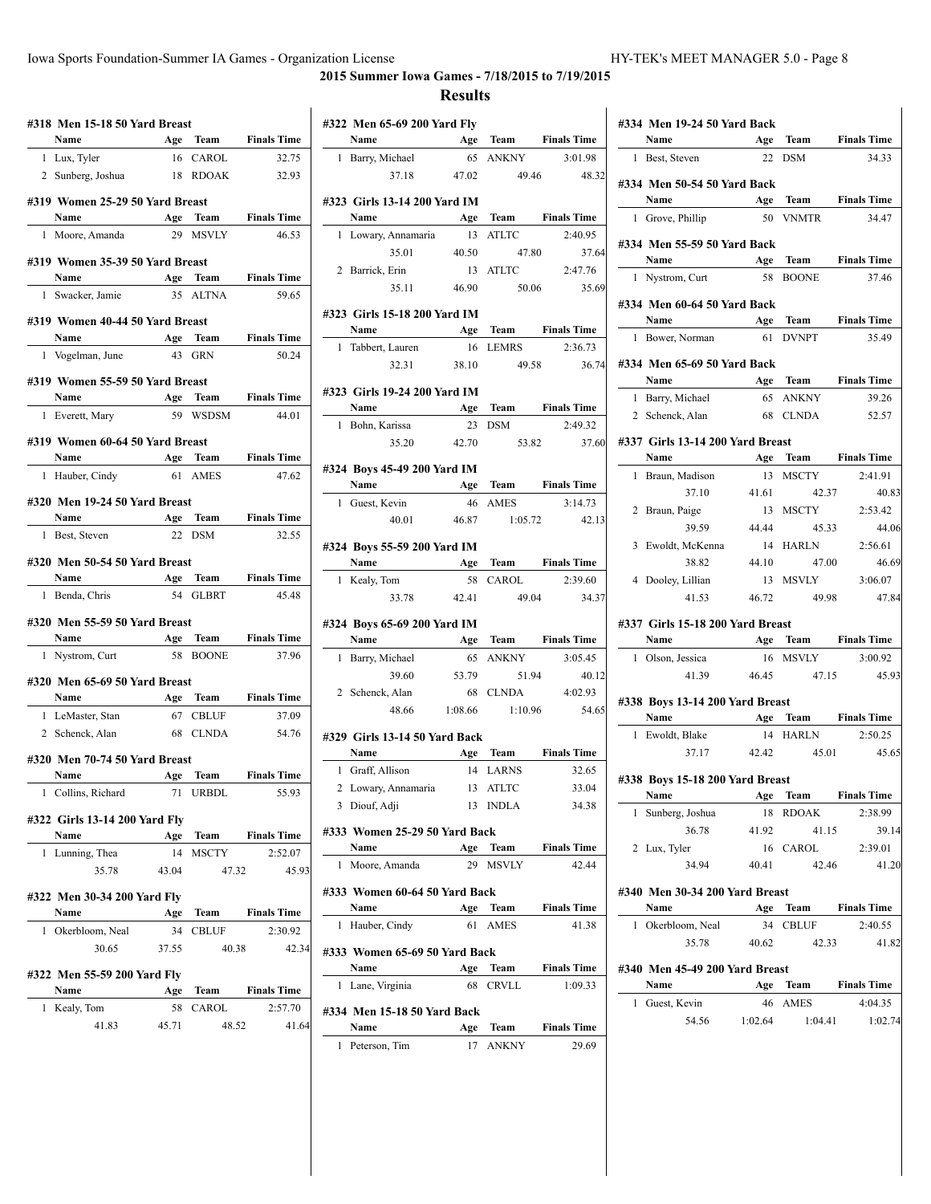## 2015 Summer Iowa Games - 7/18/2015 to 7/19/2015

## Results

### #318 Men 15-18 50 Yard Breast

| | Name | Age | Team | Finals Time |
|---|---|---|---|---|
| 1 | Lux, Tyler | 16 | CAROL | 32.75 |
| 2 | Sunberg, Joshua | 18 | RDOAK | 32.93 |

### #319 Women 25-29 50 Yard Breast

| | Name | Age | Team | Finals Time |
|---|---|---|---|---|
| 1 | Moore, Amanda | 29 | MSVLY | 46.53 |

### #319 Women 35-39 50 Yard Breast

| | Name | Age | Team | Finals Time |
|---|---|---|---|---|
| 1 | Swacker, Jamie | 35 | ALTNA | 59.65 |

### #319 Women 40-44 50 Yard Breast

| | Name | Age | Team | Finals Time |
|---|---|---|---|---|
| 1 | Vogelman, June | 43 | GRN | 50.24 |

### #319 Women 55-59 50 Yard Breast

| | Name | Age | Team | Finals Time |
|---|---|---|---|---|
| 1 | Everett, Mary | 59 | WSDSM | 44.01 |

### #319 Women 60-64 50 Yard Breast

| | Name | Age | Team | Finals Time |
|---|---|---|---|---|
| 1 | Hauber, Cindy | 61 | AMES | 47.62 |

### #320 Men 19-24 50 Yard Breast

| | Name | Age | Team | Finals Time |
|---|---|---|---|---|
| 1 | Best, Steven | 22 | DSM | 32.55 |

### #320 Men 50-54 50 Yard Breast

| | Name | Age | Team | Finals Time |
|---|---|---|---|---|
| 1 | Benda, Chris | 54 | GLBRT | 45.48 |

### #320 Men 55-59 50 Yard Breast

| | Name | Age | Team | Finals Time |
|---|---|---|---|---|
| 1 | Nystrom, Curt | 58 | BOONE | 37.96 |

### #320 Men 65-69 50 Yard Breast

| | Name | Age | Team | Finals Time |
|---|---|---|---|---|
| 1 | LeMaster, Stan | 67 | CBLUF | 37.09 |
| 2 | Schenck, Alan | 68 | CLNDA | 54.76 |

### #320 Men 70-74 50 Yard Breast

| | Name | Age | Team | Finals Time |
|---|---|---|---|---|
| 1 | Collins, Richard | 71 | URBDL | 55.93 |

### #322 Girls 13-14 200 Yard Fly

| | Name | Age | Team | Finals Time |
|---|---|---|---|---|
| 1 | Lunning, Thea | 14 | MSCTY | 2:52.07 |
| | 35.78 | 43.04 | 47.32 | 45.93 |

### #322 Men 30-34 200 Yard Fly

| | Name | Age | Team | Finals Time |
|---|---|---|---|---|
| 1 | Okerbloom, Neal | 34 | CBLUF | 2:30.92 |
| | 30.65 | 37.55 | 40.38 | 42.34 |

### #322 Men 55-59 200 Yard Fly

| | Name | Age | Team | Finals Time |
|---|---|---|---|---|
| 1 | Kealy, Tom | 58 | CAROL | 2:57.70 |
| | 41.83 | 45.71 | 48.52 | 41.64 |

### #322 Men 65-69 200 Yard Fly

| | Name | Age | Team | Finals Time |
|---|---|---|---|---|
| 1 | Barry, Michael | 65 | ANKNY | 3:01.98 |
| | 37.18 | 47.02 | 49.46 | 48.32 |

### #323 Girls 13-14 200 Yard IM

| | Name | Age | Team | Finals Time |
|---|---|---|---|---|
| 1 | Lowary, Annamaria | 13 | ATLTC | 2:40.95 |
| | 35.01 | 40.50 | 47.80 | 37.64 |
| 2 | Barrick, Erin | 13 | ATLTC | 2:47.76 |
| | 35.11 | 46.90 | 50.06 | 35.69 |

### #323 Girls 15-18 200 Yard IM

| | Name | Age | Team | Finals Time |
|---|---|---|---|---|
| 1 | Tabbert, Lauren | 16 | LEMRS | 2:36.73 |
| | 32.31 | 38.10 | 49.58 | 36.74 |

### #323 Girls 19-24 200 Yard IM

| | Name | Age | Team | Finals Time |
|---|---|---|---|---|
| 1 | Bohn, Karissa | 23 | DSM | 2:49.32 |
| | 35.20 | 42.70 | 53.82 | 37.60 |

### #324 Boys 45-49 200 Yard IM

| | Name | Age | Team | Finals Time |
|---|---|---|---|---|
| 1 | Guest, Kevin | 46 | AMES | 3:14.73 |
| | 40.01 | 46.87 | 1:05.72 | 42.13 |

### #324 Boys 55-59 200 Yard IM

| | Name | Age | Team | Finals Time |
|---|---|---|---|---|
| 1 | Kealy, Tom | 58 | CAROL | 2:39.60 |
| | 33.78 | 42.41 | 49.04 | 34.37 |

### #324 Boys 65-69 200 Yard IM

| | Name | Age | Team | Finals Time |
|---|---|---|---|---|
| 1 | Barry, Michael | 65 | ANKNY | 3:05.45 |
| | 39.60 | 53.79 | 51.94 | 40.12 |
| 2 | Schenck, Alan | 68 | CLNDA | 4:02.93 |
| | 48.66 | 1:08.66 | 1:10.96 | 54.65 |

### #329 Girls 13-14 50 Yard Back

| | Name | Age | Team | Finals Time |
|---|---|---|---|---|
| 1 | Graff, Allison | 14 | LARNS | 32.65 |
| 2 | Lowary, Annamaria | 13 | ATLTC | 33.04 |
| 3 | Diouf, Adji | 13 | INDLA | 34.38 |

### #333 Women 25-29 50 Yard Back

| | Name | Age | Team | Finals Time |
|---|---|---|---|---|
| 1 | Moore, Amanda | 29 | MSVLY | 42.44 |

### #333 Women 60-64 50 Yard Back

| | Name | Age | Team | Finals Time |
|---|---|---|---|---|
| 1 | Hauber, Cindy | 61 | AMES | 41.38 |

### #333 Women 65-69 50 Yard Back

| | Name | Age | Team | Finals Time |
|---|---|---|---|---|
| 1 | Lane, Virginia | 68 | CRVLL | 1:09.33 |

### #334 Men 15-18 50 Yard Back

| | Name | Age | Team | Finals Time |
|---|---|---|---|---|
| 1 | Peterson, Tim | 17 | ANKNY | 29.69 |

### #334 Men 19-24 50 Yard Back

| | Name | Age | Team | Finals Time |
|---|---|---|---|---|
| 1 | Best, Steven | 22 | DSM | 34.33 |

### #334 Men 50-54 50 Yard Back

| | Name | Age | Team | Finals Time |
|---|---|---|---|---|
| 1 | Grove, Phillip | 50 | VNMTR | 34.47 |

### #334 Men 55-59 50 Yard Back

| | Name | Age | Team | Finals Time |
|---|---|---|---|---|
| 1 | Nystrom, Curt | 58 | BOONE | 37.46 |

### #334 Men 60-64 50 Yard Back

| | Name | Age | Team | Finals Time |
|---|---|---|---|---|
| 1 | Bower, Norman | 61 | DVNPT | 35.49 |

### #334 Men 65-69 50 Yard Back

| | Name | Age | Team | Finals Time |
|---|---|---|---|---|
| 1 | Barry, Michael | 65 | ANKNY | 39.26 |
| 2 | Schenck, Alan | 68 | CLNDA | 52.57 |

### #337 Girls 13-14 200 Yard Breast

| | Name | Age | Team | Finals Time |
|---|---|---|---|---|
| 1 | Braun, Madison | 13 | MSCTY | 2:41.91 |
| | 37.10 | 41.61 | 42.37 | 40.83 |
| 2 | Braun, Paige | 13 | MSCTY | 2:53.42 |
| | 39.59 | 44.44 | 45.33 | 44.06 |
| 3 | Ewoldt, McKenna | 14 | HARLN | 2:56.61 |
| | 38.82 | 44.10 | 47.00 | 46.69 |
| 4 | Dooley, Lillian | 13 | MSVLY | 3:06.07 |
| | 41.53 | 46.72 | 49.98 | 47.84 |

### #337 Girls 15-18 200 Yard Breast

| | Name | Age | Team | Finals Time |
|---|---|---|---|---|
| 1 | Olson, Jessica | 16 | MSVLY | 3:00.92 |
| | 41.39 | 46.45 | 47.15 | 45.93 |

### #338 Boys 13-14 200 Yard Breast

| | Name | Age | Team | Finals Time |
|---|---|---|---|---|
| 1 | Ewoldt, Blake | 14 | HARLN | 2:50.25 |
| | 37.17 | 42.42 | 45.01 | 45.65 |

### #338 Boys 15-18 200 Yard Breast

| | Name | Age | Team | Finals Time |
|---|---|---|---|---|
| 1 | Sunberg, Joshua | 18 | RDOAK | 2:38.99 |
| | 36.78 | 41.92 | 41.15 | 39.14 |
| 2 | Lux, Tyler | 16 | CAROL | 2:39.01 |
| | 34.94 | 40.41 | 42.46 | 41.20 |

### #340 Men 30-34 200 Yard Breast

| | Name | Age | Team | Finals Time |
|---|---|---|---|---|
| 1 | Okerbloom, Neal | 34 | CBLUF | 2:40.55 |
| | 35.78 | 40.62 | 42.33 | 41.82 |

### #340 Men 45-49 200 Yard Breast

| | Name | Age | Team | Finals Time |
|---|---|---|---|---|
| 1 | Guest, Kevin | 46 | AMES | 4:04.35 |
| | 54.56 | 1:02.64 | 1:04.41 | 1:02.74 |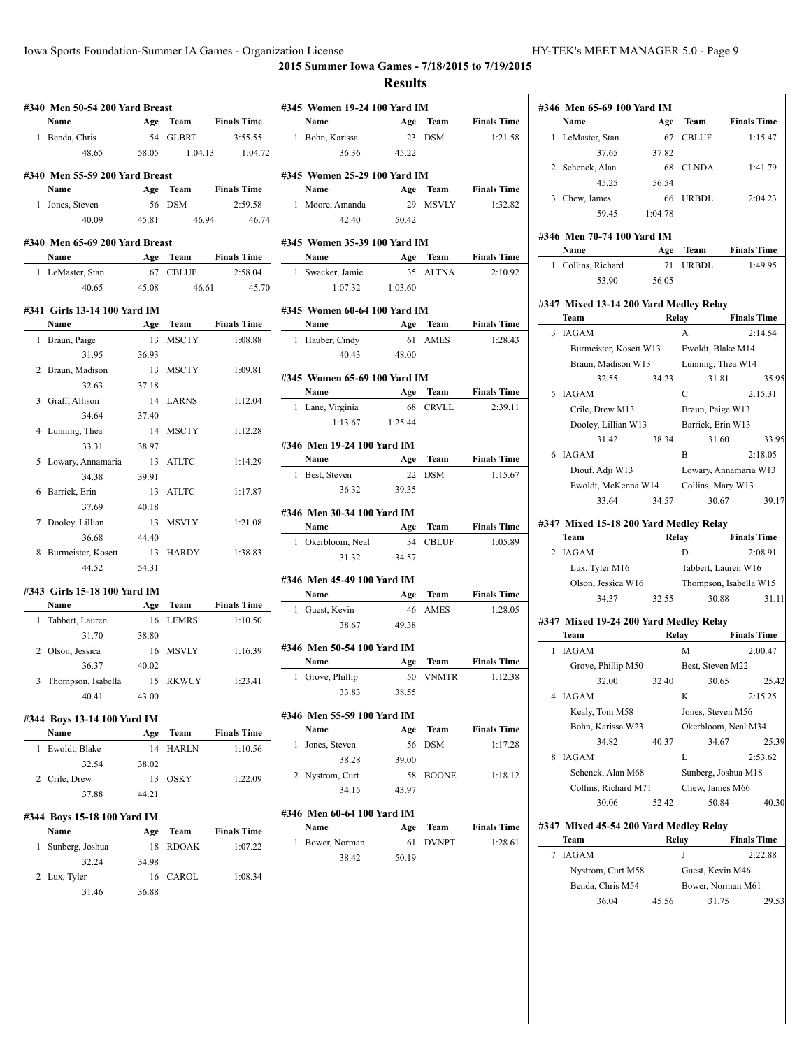# 2015 Summer Iowa Games - 7/18/2015 to 7/19/2015

## Results

### #340 Men 50-54 200 Yard Breast

| | Name | Age | Team | Finals Time |
|---|---|---|---|---|
| 1 | Benda, Chris | 54 | GLBRT | 3:55.55 |
| | 48.65 | 58.05 | 1:04.13 | 1:04.72 |

### #340 Men 55-59 200 Yard Breast

| | Name | Age | Team | Finals Time |
|---|---|---|---|---|
| 1 | Jones, Steven | 56 | DSM | 2:59.58 |
| | 40.09 | 45.81 | 46.94 | 46.74 |

### #340 Men 65-69 200 Yard Breast

| | Name | Age | Team | Finals Time |
|---|---|---|---|---|
| 1 | LeMaster, Stan | 67 | CBLUF | 2:58.04 |
| | 40.65 | 45.08 | 46.61 | 45.70 |

### #341 Girls 13-14 100 Yard IM

| | Name | Age | Team | Finals Time |
|---|---|---|---|---|
| 1 | Braun, Paige | 13 | MSCTY | 1:08.88 |
| | 31.95 | 36.93 | | |
| 2 | Braun, Madison | 13 | MSCTY | 1:09.81 |
| | 32.63 | 37.18 | | |
| 3 | Graff, Allison | 14 | LARNS | 1:12.04 |
| | 34.64 | 37.40 | | |
| 4 | Lunning, Thea | 14 | MSCTY | 1:12.28 |
| | 33.31 | 38.97 | | |
| 5 | Lowary, Annamaria | 13 | ATLTC | 1:14.29 |
| | 34.38 | 39.91 | | |
| 6 | Barrick, Erin | 13 | ATLTC | 1:17.87 |
| | 37.69 | 40.18 | | |
| 7 | Dooley, Lillian | 13 | MSVLY | 1:21.08 |
| | 36.68 | 44.40 | | |
| 8 | Burmeister, Kosett | 13 | HARDY | 1:38.83 |
| | 44.52 | 54.31 | | |

### #343 Girls 15-18 100 Yard IM

| | Name | Age | Team | Finals Time |
|---|---|---|---|---|
| 1 | Tabbert, Lauren | 16 | LEMRS | 1:10.50 |
| | 31.70 | 38.80 | | |
| 2 | Olson, Jessica | 16 | MSVLY | 1:16.39 |
| | 36.37 | 40.02 | | |
| 3 | Thompson, Isabella | 15 | RKWCY | 1:23.41 |
| | 40.41 | 43.00 | | |

### #344 Boys 13-14 100 Yard IM

| | Name | Age | Team | Finals Time |
|---|---|---|---|---|
| 1 | Ewoldt, Blake | 14 | HARLN | 1:10.56 |
| | 32.54 | 38.02 | | |
| 2 | Crile, Drew | 13 | OSKY | 1:22.09 |
| | 37.88 | 44.21 | | |

### #344 Boys 15-18 100 Yard IM

| | Name | Age | Team | Finals Time |
|---|---|---|---|---|
| 1 | Sunberg, Joshua | 18 | RDOAK | 1:07.22 |
| | 32.24 | 34.98 | | |
| 2 | Lux, Tyler | 16 | CAROL | 1:08.34 |
| | 31.46 | 36.88 | | |

### #345 Women 19-24 100 Yard IM

| | Name | Age | Team | Finals Time |
|---|---|---|---|---|
| 1 | Bohn, Karissa | 23 | DSM | 1:21.58 |
| | 36.36 | 45.22 | | |

### #345 Women 25-29 100 Yard IM

| | Name | Age | Team | Finals Time |
|---|---|---|---|---|
| 1 | Moore, Amanda | 29 | MSVLY | 1:32.82 |
| | 42.40 | 50.42 | | |

### #345 Women 35-39 100 Yard IM

| | Name | Age | Team | Finals Time |
|---|---|---|---|---|
| 1 | Swacker, Jamie | 35 | ALTNA | 2:10.92 |
| | 1:07.32 | 1:03.60 | | |

### #345 Women 60-64 100 Yard IM

| | Name | Age | Team | Finals Time |
|---|---|---|---|---|
| 1 | Hauber, Cindy | 61 | AMES | 1:28.43 |
| | 40.43 | 48.00 | | |

### #345 Women 65-69 100 Yard IM

| | Name | Age | Team | Finals Time |
|---|---|---|---|---|
| 1 | Lane, Virginia | 68 | CRVLL | 2:39.11 |
| | 1:13.67 | 1:25.44 | | |

### #346 Men 19-24 100 Yard IM

| | Name | Age | Team | Finals Time |
|---|---|---|---|---|
| 1 | Best, Steven | 22 | DSM | 1:15.67 |
| | 36.32 | 39.35 | | |

### #346 Men 30-34 100 Yard IM

| | Name | Age | Team | Finals Time |
|---|---|---|---|---|
| 1 | Okerbloom, Neal | 34 | CBLUF | 1:05.89 |
| | 31.32 | 34.57 | | |

### #346 Men 45-49 100 Yard IM

| | Name | Age | Team | Finals Time |
|---|---|---|---|---|
| 1 | Guest, Kevin | 46 | AMES | 1:28.05 |
| | 38.67 | 49.38 | | |

### #346 Men 50-54 100 Yard IM

| | Name | Age | Team | Finals Time |
|---|---|---|---|---|
| 1 | Grove, Phillip | 50 | VNMTR | 1:12.38 |
| | 33.83 | 38.55 | | |

### #346 Men 55-59 100 Yard IM

| | Name | Age | Team | Finals Time |
|---|---|---|---|---|
| 1 | Jones, Steven | 56 | DSM | 1:17.28 |
| | 38.28 | 39.00 | | |
| 2 | Nystrom, Curt | 58 | BOONE | 1:18.12 |
| | 34.15 | 43.97 | | |

### #346 Men 60-64 100 Yard IM

| | Name | Age | Team | Finals Time |
|---|---|---|---|---|
| 1 | Bower, Norman | 61 | DVNPT | 1:28.61 |
| | 38.42 | 50.19 | | |

### #346 Men 65-69 100 Yard IM

| | Name | Age | Team | Finals Time |
|---|---|---|---|---|
| 1 | LeMaster, Stan | 67 | CBLUF | 1:15.47 |
| | 37.65 | 37.82 | | |
| 2 | Schenck, Alan | 68 | CLNDA | 1:41.79 |
| | 45.25 | 56.54 | | |
| 3 | Chew, James | 66 | URBDL | 2:04.23 |
| | 59.45 | 1:04.78 | | |

### #346 Men 70-74 100 Yard IM

| | Name | Age | Team | Finals Time |
|---|---|---|---|---|
| 1 | Collins, Richard | 71 | URBDL | 1:49.95 |
| | 53.90 | 56.05 | | |

### #347 Mixed 13-14 200 Yard Medley Relay

| | Team | | Relay | Finals Time |
|---|---|---|---|---|
| 3 | IAGAM | | A | 2:14.54 |
| | Burmeister, Kosett W13 | | Ewoldt, Blake M14 | |
| | Braun, Madison W13 | | Lunning, Thea W14 | |
| | 32.55 | 34.23 | 31.81 | 35.95 |
| 5 | IAGAM | | C | 2:15.31 |
| | Crile, Drew M13 | | Braun, Paige W13 | |
| | Dooley, Lillian W13 | | Barrick, Erin W13 | |
| | 31.42 | 38.34 | 31.60 | 33.95 |
| 6 | IAGAM | | B | 2:18.05 |
| | Diouf, Adji W13 | | Lowary, Annamaria W13 | |
| | Ewoldt, McKenna W14 | | Collins, Mary W13 | |
| | 33.64 | 34.57 | 30.67 | 39.17 |

### #347 Mixed 15-18 200 Yard Medley Relay

| | Team | | Relay | Finals Time |
|---|---|---|---|---|
| 2 | IAGAM | | D | 2:08.91 |
| | Lux, Tyler M16 | | Tabbert, Lauren W16 | |
| | Olson, Jessica W16 | | Thompson, Isabella W15 | |
| | 34.37 | 32.55 | 30.88 | 31.11 |

### #347 Mixed 19-24 200 Yard Medley Relay

| | Team | | Relay | Finals Time |
|---|---|---|---|---|
| 1 | IAGAM | | M | 2:00.47 |
| | Grove, Phillip M50 | | Best, Steven M22 | |
| | 32.00 | 32.40 | 30.65 | 25.42 |
| 4 | IAGAM | | K | 2:15.25 |
| | Kealy, Tom M58 | | Jones, Steven M56 | |
| | Bohn, Karissa W23 | | Okerbloom, Neal M34 | |
| | 34.82 | 40.37 | 34.67 | 25.39 |
| 8 | IAGAM | | L | 2:53.62 |
| | Schenck, Alan M68 | | Sunberg, Joshua M18 | |
| | Collins, Richard M71 | | Chew, James M66 | |
| | 30.06 | 52.42 | 50.84 | 40.30 |

### #347 Mixed 45-54 200 Yard Medley Relay

| | Team | | Relay | Finals Time |
|---|---|---|---|---|
| 7 | IAGAM | | J | 2:22.88 |
| | Nystrom, Curt M58 | | Guest, Kevin M46 | |
| | Benda, Chris M54 | | Bower, Norman M61 | |
| | 36.04 | 45.56 | 31.75 | 29.53 |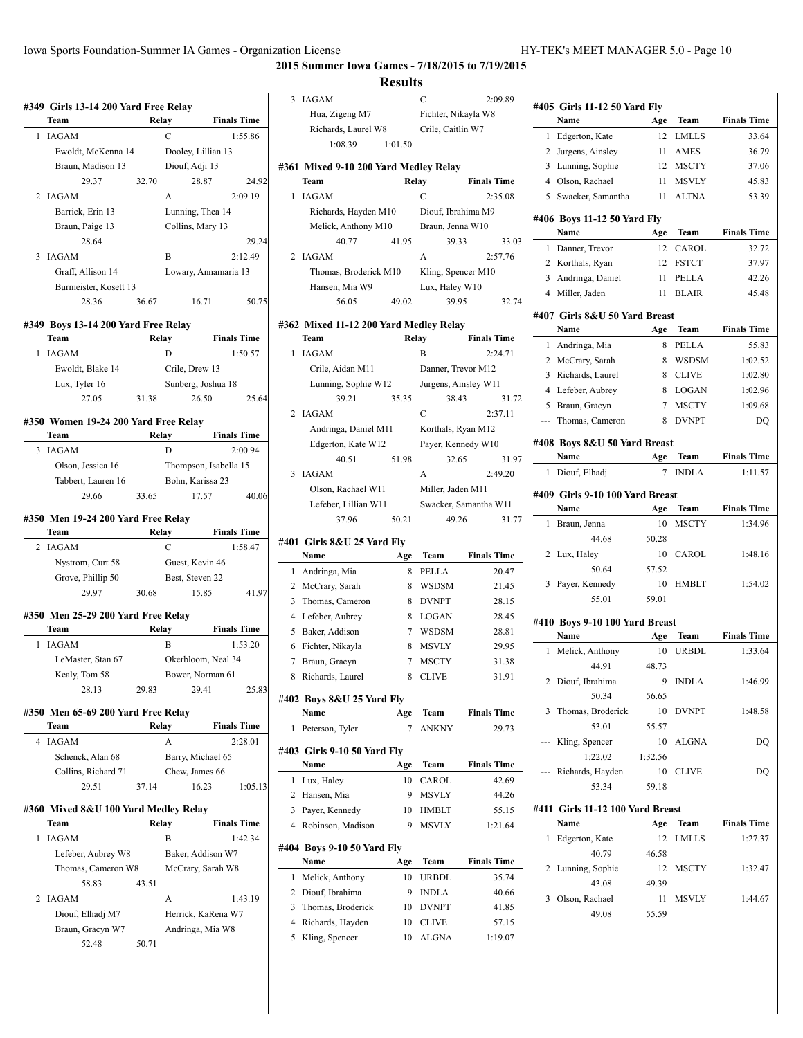## 2015 Summer Iowa Games - 7/18/2015 to 7/19/2015

## Results

### #349 Girls 13-14 200 Yard Free Relay

| | Team | Relay | Finals Time |
|---|---|---|---|
| 1 | IAGAM | C | 1:55.86 |
| | Ewoldt, McKenna 14 | Dooley, Lillian 13 | |
| | Braun, Madison 13 | Diouf, Adji 13 | |
| | 29.37 32.70 | 28.87 | 24.92 |
| 2 | IAGAM | A | 2:09.19 |
| | Barrick, Erin 13 | Lunning, Thea 14 | |
| | Braun, Paige 13 | Collins, Mary 13 | |
| | 28.64 | | 29.24 |
| 3 | IAGAM | B | 2:12.49 |
| | Graff, Allison 14 | Lowary, Annamaria 13 | |
| | Burmeister, Kosett 13 | | |
| | 28.36 36.67 | 16.71 | 50.75 |

### #349 Boys 13-14 200 Yard Free Relay

| | Team | Relay | Finals Time |
|---|---|---|---|
| 1 | IAGAM | D | 1:50.57 |
| | Ewoldt, Blake 14 | Crile, Drew 13 | |
| | Lux, Tyler 16 | Sunberg, Joshua 18 | |
| | 27.05 31.38 | 26.50 | 25.64 |

### #350 Women 19-24 200 Yard Free Relay

| | Team | Relay | Finals Time |
|---|---|---|---|
| 3 | IAGAM | D | 2:00.94 |
| | Olson, Jessica 16 | Thompson, Isabella 15 | |
| | Tabbert, Lauren 16 | Bohn, Karissa 23 | |
| | 29.66 33.65 | 17.57 | 40.06 |

### #350 Men 19-24 200 Yard Free Relay

| | Team | Relay | Finals Time |
|---|---|---|---|
| 2 | IAGAM | C | 1:58.47 |
| | Nystrom, Curt 58 | Guest, Kevin 46 | |
| | Grove, Phillip 50 | Best, Steven 22 | |
| | 29.97 30.68 | 15.85 | 41.97 |

### #350 Men 25-29 200 Yard Free Relay

| | Team | Relay | Finals Time |
|---|---|---|---|
| 1 | IAGAM | B | 1:53.20 |
| | LeMaster, Stan 67 | Okerbloom, Neal 34 | |
| | Kealy, Tom 58 | Bower, Norman 61 | |
| | 28.13 29.83 | 29.41 | 25.83 |

### #350 Men 65-69 200 Yard Free Relay

| | Team | Relay | Finals Time |
|---|---|---|---|
| 4 | IAGAM | A | 2:28.01 |
| | Schenck, Alan 68 | Barry, Michael 65 | |
| | Collins, Richard 71 | Chew, James 66 | |
| | 29.51 37.14 | 16.23 | 1:05.13 |

### #360 Mixed 8&U 100 Yard Medley Relay

| | Team | Relay | Finals Time |
|---|---|---|---|
| 1 | IAGAM | B | 1:42.34 |
| | Lefeber, Aubrey W8 | Baker, Addison W7 | |
| | Thomas, Cameron W8 | McCrary, Sarah W8 | |
| | 58.83 43.51 | | |
| 2 | IAGAM | A | 1:43.19 |
| | Diouf, Elhadj M7 | Herrick, KaRena W7 | |
| | Braun, Gracyn W7 | Andringa, Mia W8 | |
| | 52.48 50.71 | | |
| 3 | IAGAM | C | 2:09.89 |
| | Hua, Zigeng M7 | Fichter, Nikayla W8 | |
| | Richards, Laurel W8 | Crile, Caitlin W7 | |
| | 1:08.39 1:01.50 | | |

### #361 Mixed 9-10 200 Yard Medley Relay

| | Team | Relay | Finals Time |
|---|---|---|---|
| 1 | IAGAM | C | 2:35.08 |
| | Richards, Hayden M10 | Diouf, Ibrahima M9 | |
| | Melick, Anthony M10 | Braun, Jenna W10 | |
| | 40.77 41.95 | 39.33 | 33.03 |
| 2 | IAGAM | A | 2:57.76 |
| | Thomas, Broderick M10 | Kling, Spencer M10 | |
| | Hansen, Mia W9 | Lux, Haley W10 | |
| | 56.05 49.02 | 39.95 | 32.74 |

### #362 Mixed 11-12 200 Yard Medley Relay

| | Team | Relay | Finals Time |
|---|---|---|---|
| 1 | IAGAM | B | 2:24.71 |
| | Crile, Aidan M11 | Danner, Trevor M12 | |
| | Lunning, Sophie W12 | Jurgens, Ainsley W11 | |
| | 39.21 35.35 | 38.43 | 31.72 |
| 2 | IAGAM | C | 2:37.11 |
| | Andringa, Daniel M11 | Korthals, Ryan M12 | |
| | Edgerton, Kate W12 | Payer, Kennedy W10 | |
| | 40.51 51.98 | 32.65 | 31.97 |
| 3 | IAGAM | A | 2:49.20 |
| | Olson, Rachael W11 | Miller, Jaden M11 | |
| | Lefeber, Lillian W11 | Swacker, Samantha W11 | |
| | 37.96 50.21 | 49.26 | 31.77 |

### #401 Girls 8&U 25 Yard Fly

| | Name | Age | Team | Finals Time |
|---|---|---|---|---|
| 1 | Andringa, Mia | 8 | PELLA | 20.47 |
| 2 | McCrary, Sarah | 8 | WSDSM | 21.45 |
| 3 | Thomas, Cameron | 8 | DVNPT | 28.15 |
| 4 | Lefeber, Aubrey | 8 | LOGAN | 28.45 |
| 5 | Baker, Addison | 7 | WSDSM | 28.81 |
| 6 | Fichter, Nikayla | 8 | MSVLY | 29.95 |
| 7 | Braun, Gracyn | 7 | MSCTY | 31.38 |
| 8 | Richards, Laurel | 8 | CLIVE | 31.91 |

### #402 Boys 8&U 25 Yard Fly

| | Name | Age | Team | Finals Time |
|---|---|---|---|---|
| 1 | Peterson, Tyler | 7 | ANKNY | 29.73 |

### #403 Girls 9-10 50 Yard Fly

| | Name | Age | Team | Finals Time |
|---|---|---|---|---|
| 1 | Lux, Haley | 10 | CAROL | 42.69 |
| 2 | Hansen, Mia | 9 | MSVLY | 44.26 |
| 3 | Payer, Kennedy | 10 | HMBLT | 55.15 |
| 4 | Robinson, Madison | 9 | MSVLY | 1:21.64 |

### #404 Boys 9-10 50 Yard Fly

| | Name | Age | Team | Finals Time |
|---|---|---|---|---|
| 1 | Melick, Anthony | 10 | URBDL | 35.74 |
| 2 | Diouf, Ibrahima | 9 | INDLA | 40.66 |
| 3 | Thomas, Broderick | 10 | DVNPT | 41.85 |
| 4 | Richards, Hayden | 10 | CLIVE | 57.15 |
| 5 | Kling, Spencer | 10 | ALGNA | 1:19.07 |

### #405 Girls 11-12 50 Yard Fly

| | Name | Age | Team | Finals Time |
|---|---|---|---|---|
| 1 | Edgerton, Kate | 12 | LMLLS | 33.64 |
| 2 | Jurgens, Ainsley | 11 | AMES | 36.79 |
| 3 | Lunning, Sophie | 12 | MSCTY | 37.06 |
| 4 | Olson, Rachael | 11 | MSVLY | 45.83 |
| 5 | Swacker, Samantha | 11 | ALTNA | 53.39 |

### #406 Boys 11-12 50 Yard Fly

| | Name | Age | Team | Finals Time |
|---|---|---|---|---|
| 1 | Danner, Trevor | 12 | CAROL | 32.72 |
| 2 | Korthals, Ryan | 12 | FSTCT | 37.97 |
| 3 | Andringa, Daniel | 11 | PELLA | 42.26 |
| 4 | Miller, Jaden | 11 | BLAIR | 45.48 |

### #407 Girls 8&U 50 Yard Breast

| | Name | Age | Team | Finals Time |
|---|---|---|---|---|
| 1 | Andringa, Mia | 8 | PELLA | 55.83 |
| 2 | McCrary, Sarah | 8 | WSDSM | 1:02.52 |
| 3 | Richards, Laurel | 8 | CLIVE | 1:02.80 |
| 4 | Lefeber, Aubrey | 8 | LOGAN | 1:02.96 |
| 5 | Braun, Gracyn | 7 | MSCTY | 1:09.68 |
| --- | Thomas, Cameron | 8 | DVNPT | DQ |

### #408 Boys 8&U 50 Yard Breast

| | Name | Age | Team | Finals Time |
|---|---|---|---|---|
| 1 | Diouf, Elhadj | 7 | INDLA | 1:11.57 |

### #409 Girls 9-10 100 Yard Breast

| | Name | Age | Team | Finals Time |
|---|---|---|---|---|
| 1 | Braun, Jenna | 10 | MSCTY | 1:34.96 |
| | 44.68 | 50.28 | | |
| 2 | Lux, Haley | 10 | CAROL | 1:48.16 |
| | 50.64 | 57.52 | | |
| 3 | Payer, Kennedy | 10 | HMBLT | 1:54.02 |
| | 55.01 | 59.01 | | |

### #410 Boys 9-10 100 Yard Breast

| | Name | Age | Team | Finals Time |
|---|---|---|---|---|
| 1 | Melick, Anthony | 10 | URBDL | 1:33.64 |
| | 44.91 | 48.73 | | |
| 2 | Diouf, Ibrahima | 9 | INDLA | 1:46.99 |
| | 50.34 | 56.65 | | |
| 3 | Thomas, Broderick | 10 | DVNPT | 1:48.58 |
| | 53.01 | 55.57 | | |
| --- | Kling, Spencer | 10 | ALGNA | DQ |
| | 1:22.02 | 1:32.56 | | |
| --- | Richards, Hayden | 10 | CLIVE | DQ |
| | 53.34 | 59.18 | | |

### #411 Girls 11-12 100 Yard Breast

| | Name | Age | Team | Finals Time |
|---|---|---|---|---|
| 1 | Edgerton, Kate | 12 | LMLLS | 1:27.37 |
| | 40.79 | 46.58 | | |
| 2 | Lunning, Sophie | 12 | MSCTY | 1:32.47 |
| | 43.08 | 49.39 | | |
| 3 | Olson, Rachael | 11 | MSVLY | 1:44.67 |
| | 49.08 | 55.59 | | |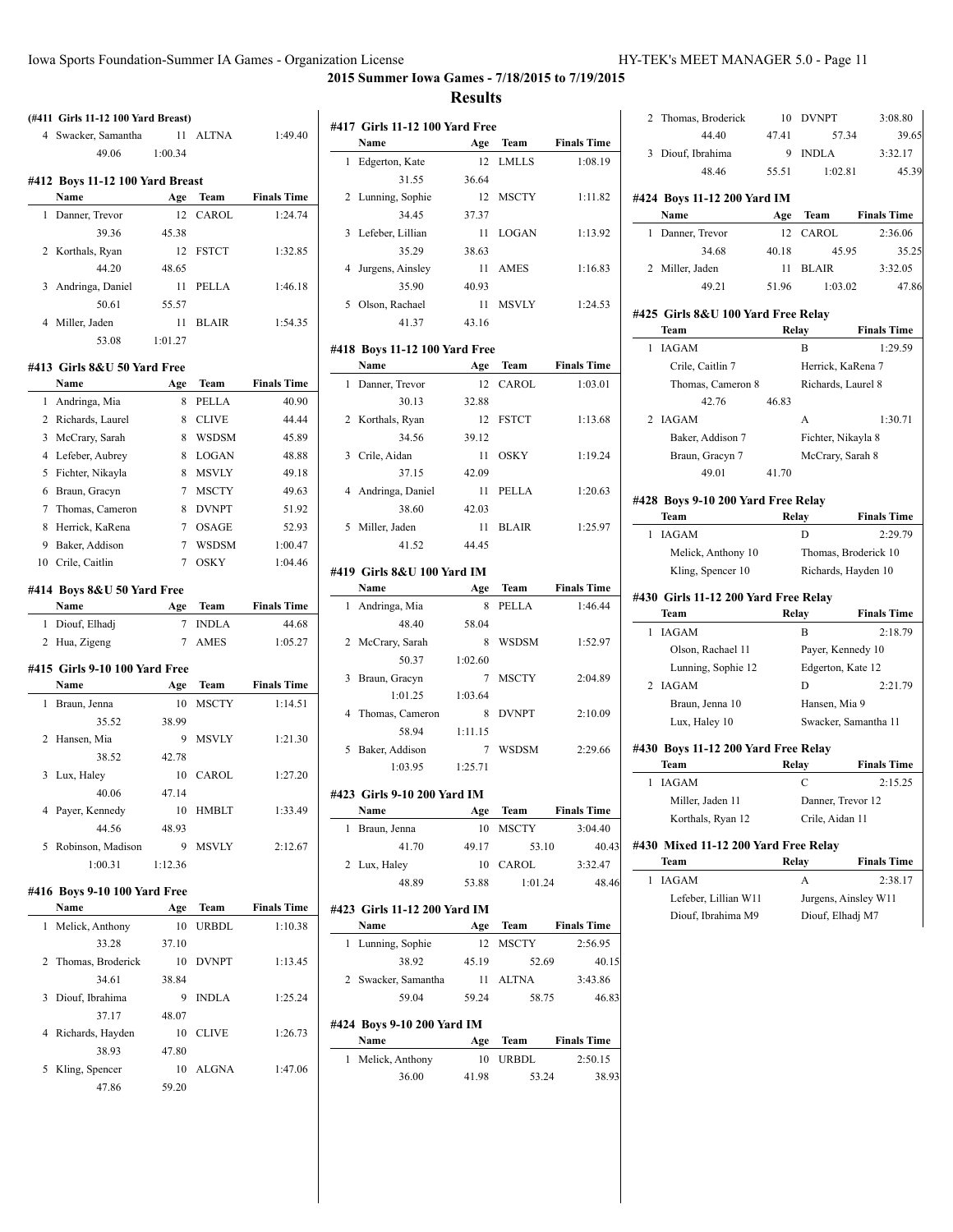## 2015 Summer Iowa Games - 7/18/2015 to 7/19/2015

## Results

### (#411 Girls 11-12 100 Yard Breast)

| | Name | Age | Team | Finals Time |
|---|---|---|---|---|
| 4 | Swacker, Samantha | 11 | ALTNA | 1:49.40 |
| | 49.06 | 1:00.34 | | |

### #412 Boys 11-12 100 Yard Breast

| | Name | Age | Team | Finals Time |
|---|---|---|---|---|
| 1 | Danner, Trevor | 12 | CAROL | 1:24.74 |
| | 39.36 | 45.38 | | |
| 2 | Korthals, Ryan | 12 | FSTCT | 1:32.85 |
| | 44.20 | 48.65 | | |
| 3 | Andringa, Daniel | 11 | PELLA | 1:46.18 |
| | 50.61 | 55.57 | | |
| 4 | Miller, Jaden | 11 | BLAIR | 1:54.35 |
| | 53.08 | 1:01.27 | | |

### #413 Girls 8&U 50 Yard Free

| | Name | Age | Team | Finals Time |
|---|---|---|---|---|
| 1 | Andringa, Mia | 8 | PELLA | 40.90 |
| 2 | Richards, Laurel | 8 | CLIVE | 44.44 |
| 3 | McCrary, Sarah | 8 | WSDSM | 45.89 |
| 4 | Lefeber, Aubrey | 8 | LOGAN | 48.88 |
| 5 | Fichter, Nikayla | 8 | MSVLY | 49.18 |
| 6 | Braun, Gracyn | 7 | MSCTY | 49.63 |
| 7 | Thomas, Cameron | 8 | DVNPT | 51.92 |
| 8 | Herrick, KaRena | 7 | OSAGE | 52.93 |
| 9 | Baker, Addison | 7 | WSDSM | 1:00.47 |
| 10 | Crile, Caitlin | 7 | OSKY | 1:04.46 |

### #414 Boys 8&U 50 Yard Free

| | Name | Age | Team | Finals Time |
|---|---|---|---|---|
| 1 | Diouf, Elhadj | 7 | INDLA | 44.68 |
| 2 | Hua, Zigeng | 7 | AMES | 1:05.27 |

### #415 Girls 9-10 100 Yard Free

| | Name | Age | Team | Finals Time |
|---|---|---|---|---|
| 1 | Braun, Jenna | 10 | MSCTY | 1:14.51 |
| | 35.52 | 38.99 | | |
| 2 | Hansen, Mia | 9 | MSVLY | 1:21.30 |
| | 38.52 | 42.78 | | |
| 3 | Lux, Haley | 10 | CAROL | 1:27.20 |
| | 40.06 | 47.14 | | |
| 4 | Payer, Kennedy | 10 | HMBLT | 1:33.49 |
| | 44.56 | 48.93 | | |
| 5 | Robinson, Madison | 9 | MSVLY | 2:12.67 |
| | 1:00.31 | 1:12.36 | | |

### #416 Boys 9-10 100 Yard Free

| | Name | Age | Team | Finals Time |
|---|---|---|---|---|
| 1 | Melick, Anthony | 10 | URBDL | 1:10.38 |
| | 33.28 | 37.10 | | |
| 2 | Thomas, Broderick | 10 | DVNPT | 1:13.45 |
| | 34.61 | 38.84 | | |
| 3 | Diouf, Ibrahima | 9 | INDLA | 1:25.24 |
| | 37.17 | 48.07 | | |
| 4 | Richards, Hayden | 10 | CLIVE | 1:26.73 |
| | 38.93 | 47.80 | | |
| 5 | Kling, Spencer | 10 | ALGNA | 1:47.06 |
| | 47.86 | 59.20 | | |

### #417 Girls 11-12 100 Yard Free

| | Name | Age | Team | Finals Time |
|---|---|---|---|---|
| 1 | Edgerton, Kate | 12 | LMLLS | 1:08.19 |
| | 31.55 | 36.64 | | |
| 2 | Lunning, Sophie | 12 | MSCTY | 1:11.82 |
| | 34.45 | 37.37 | | |
| 3 | Lefeber, Lillian | 11 | LOGAN | 1:13.92 |
| | 35.29 | 38.63 | | |
| 4 | Jurgens, Ainsley | 11 | AMES | 1:16.83 |
| | 35.90 | 40.93 | | |
| 5 | Olson, Rachael | 11 | MSVLY | 1:24.53 |
| | 41.37 | 43.16 | | |

### #418 Boys 11-12 100 Yard Free

| | Name | Age | Team | Finals Time |
|---|---|---|---|---|
| 1 | Danner, Trevor | 12 | CAROL | 1:03.01 |
| | 30.13 | 32.88 | | |
| 2 | Korthals, Ryan | 12 | FSTCT | 1:13.68 |
| | 34.56 | 39.12 | | |
| 3 | Crile, Aidan | 11 | OSKY | 1:19.24 |
| | 37.15 | 42.09 | | |
| 4 | Andringa, Daniel | 11 | PELLA | 1:20.63 |
| | 38.60 | 42.03 | | |
| 5 | Miller, Jaden | 11 | BLAIR | 1:25.97 |
| | 41.52 | 44.45 | | |

### #419 Girls 8&U 100 Yard IM

| | Name | Age | Team | Finals Time |
|---|---|---|---|---|
| 1 | Andringa, Mia | 8 | PELLA | 1:46.44 |
| | 48.40 | 58.04 | | |
| 2 | McCrary, Sarah | 8 | WSDSM | 1:52.97 |
| | 50.37 | 1:02.60 | | |
| 3 | Braun, Gracyn | 7 | MSCTY | 2:04.89 |
| | 1:01.25 | 1:03.64 | | |
| 4 | Thomas, Cameron | 8 | DVNPT | 2:10.09 |
| | 58.94 | 1:11.15 | | |
| 5 | Baker, Addison | 7 | WSDSM | 2:29.66 |
| | 1:03.95 | 1:25.71 | | |

### #423 Girls 9-10 200 Yard IM

| | Name | Age | Team | Finals Time |
|---|---|---|---|---|
| 1 | Braun, Jenna | 10 | MSCTY | 3:04.40 |
| | 41.70 | 49.17 | 53.10 | 40.43 |
| 2 | Lux, Haley | 10 | CAROL | 3:32.47 |
| | 48.89 | 53.88 | 1:01.24 | 48.46 |

### #423 Girls 11-12 200 Yard IM

| | Name | Age | Team | Finals Time |
|---|---|---|---|---|
| 1 | Lunning, Sophie | 12 | MSCTY | 2:56.95 |
| | 38.92 | 45.19 | 52.69 | 40.15 |
| 2 | Swacker, Samantha | 11 | ALTNA | 3:43.86 |
| | 59.04 | 59.24 | 58.75 | 46.83 |

### #424 Boys 9-10 200 Yard IM

| | Name | Age | Team | Finals Time |
|---|---|---|---|---|
| 1 | Melick, Anthony | 10 | URBDL | 2:50.15 |
| | 36.00 | 41.98 | 53.24 | 38.93 |
| 2 | Thomas, Broderick | 10 | DVNPT | 3:08.80 |
| | 44.40 | 47.41 | 57.34 | 39.65 |
| 3 | Diouf, Ibrahima | 9 | INDLA | 3:32.17 |
| | 48.46 | 55.51 | 1:02.81 | 45.39 |

### #424 Boys 11-12 200 Yard IM

| | Name | Age | Team | Finals Time |
|---|---|---|---|---|
| 1 | Danner, Trevor | 12 | CAROL | 2:36.06 |
| | 34.68 | 40.18 | 45.95 | 35.25 |
| 2 | Miller, Jaden | 11 | BLAIR | 3:32.05 |
| | 49.21 | 51.96 | 1:03.02 | 47.86 |

### #425 Girls 8&U 100 Yard Free Relay

| | Team | Relay | Finals Time |
|---|---|---|---|
| 1 | IAGAM | B | 1:29.59 |
| | Crile, Caitlin 7 | Herrick, KaRena 7 | |
| | Thomas, Cameron 8 | Richards, Laurel 8 | |
| | 42.76 | 46.83 | |
| 2 | IAGAM | A | 1:30.71 |
| | Baker, Addison 7 | Fichter, Nikayla 8 | |
| | Braun, Gracyn 7 | McCrary, Sarah 8 | |
| | 49.01 | 41.70 | |

### #428 Boys 9-10 200 Yard Free Relay

| | Team | Relay | Finals Time |
|---|---|---|---|
| 1 | IAGAM | D | 2:29.79 |
| | Melick, Anthony 10 | Thomas, Broderick 10 | |
| | Kling, Spencer 10 | Richards, Hayden 10 | |

### #430 Girls 11-12 200 Yard Free Relay

| | Team | Relay | Finals Time |
|---|---|---|---|
| 1 | IAGAM | B | 2:18.79 |
| | Olson, Rachael 11 | Payer, Kennedy 10 | |
| | Lunning, Sophie 12 | Edgerton, Kate 12 | |
| 2 | IAGAM | D | 2:21.79 |
| | Braun, Jenna 10 | Hansen, Mia 9 | |
| | Lux, Haley 10 | Swacker, Samantha 11 | |

### #430 Boys 11-12 200 Yard Free Relay

| | Team | Relay | Finals Time |
|---|---|---|---|
| 1 | IAGAM | C | 2:15.25 |
| | Miller, Jaden 11 | Danner, Trevor 12 | |
| | Korthals, Ryan 12 | Crile, Aidan 11 | |

### #430 Mixed 11-12 200 Yard Free Relay

| | Team | Relay | Finals Time |
|---|---|---|---|
| 1 | IAGAM | A | 2:38.17 |
| | Lefeber, Lillian W11 | Jurgens, Ainsley W11 | |
| | Diouf, Ibrahima M9 | Diouf, Elhadj M7 | |